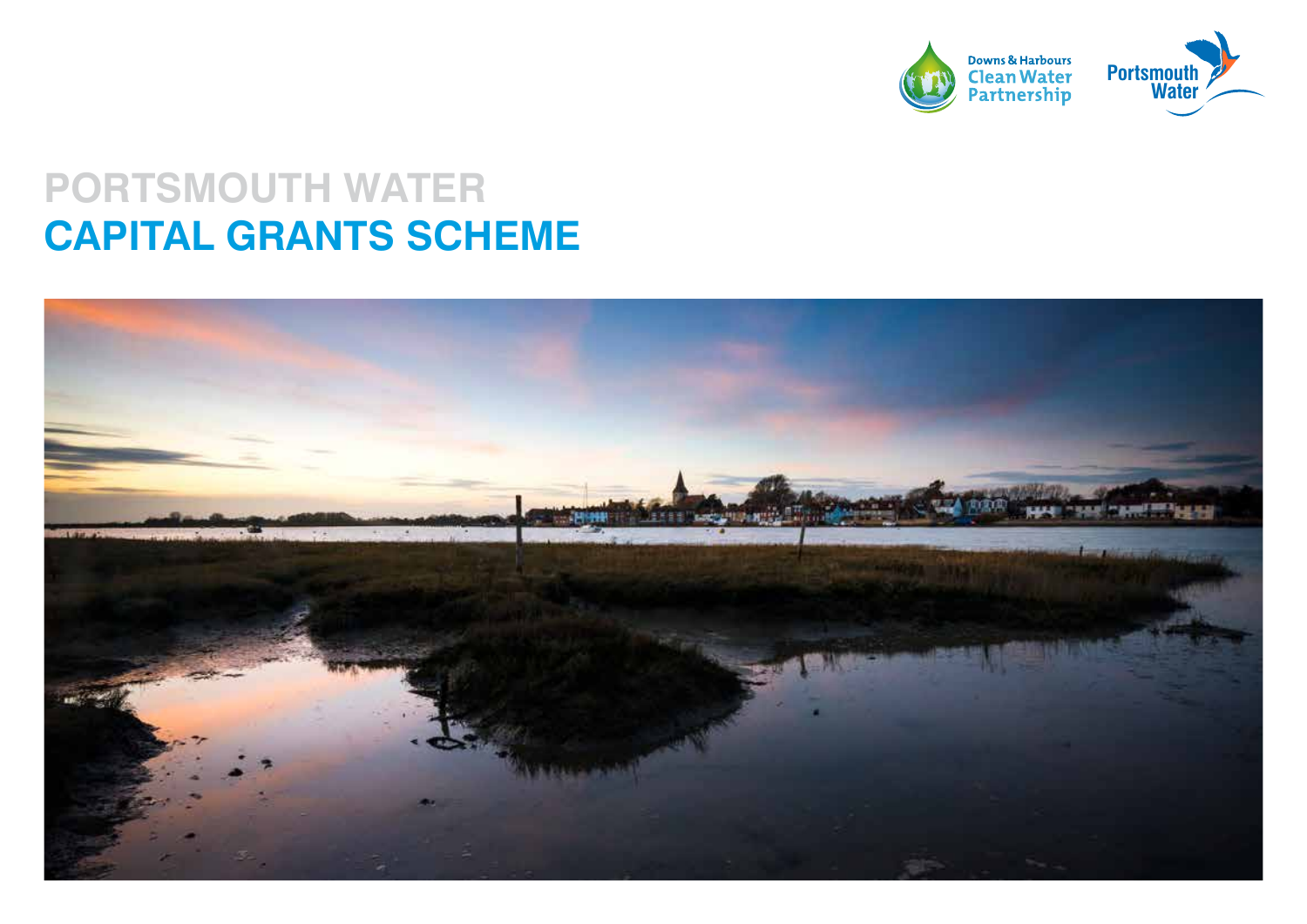Downs & Harbours Clean Water Partnership

Portsmouth Water

# PORTSMOUTH WATER
# CAPITAL GRANTS SCHEME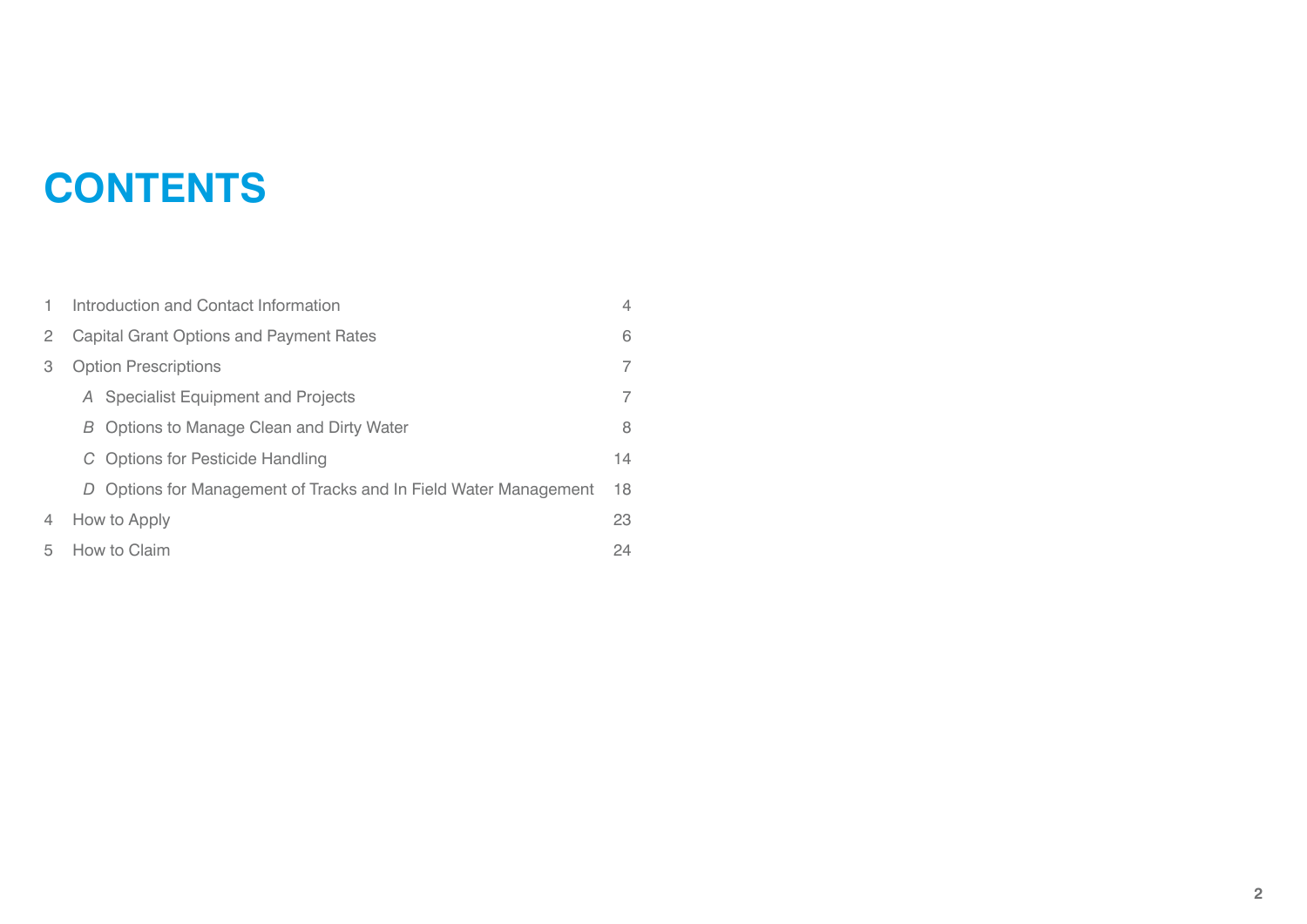# CONTENTS

| | | |
|---|---|---|
| 1 | Introduction and Contact Information | 4 |
| 2 | Capital Grant Options and Payment Rates | 6 |
| 3 | Option Prescriptions | 7 |
| | *A* Specialist Equipment and Projects | 7 |
| | *B* Options to Manage Clean and Dirty Water | 8 |
| | *C* Options for Pesticide Handling | 14 |
| | *D* Options for Management of Tracks and In Field Water Management | 18 |
| 4 | How to Apply | 23 |
| 5 | How to Claim | 24 |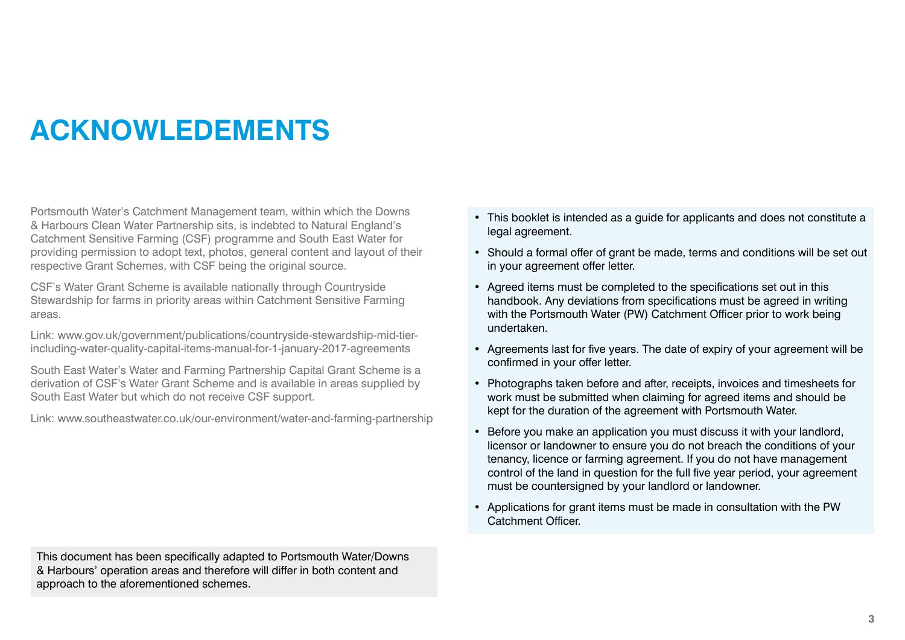# ACKNOWLEDEMENTS

Portsmouth Water's Catchment Management team, within which the Downs & Harbours Clean Water Partnership sits, is indebted to Natural England's Catchment Sensitive Farming (CSF) programme and South East Water for providing permission to adopt text, photos, general content and layout of their respective Grant Schemes, with CSF being the original source.

CSF's Water Grant Scheme is available nationally through Countryside Stewardship for farms in priority areas within Catchment Sensitive Farming areas.

Link: www.gov.uk/government/publications/countryside-stewardship-mid-tier-including-water-quality-capital-items-manual-for-1-january-2017-agreements

South East Water's Water and Farming Partnership Capital Grant Scheme is a derivation of CSF's Water Grant Scheme and is available in areas supplied by South East Water but which do not receive CSF support.

Link: www.southeastwater.co.uk/our-environment/water-and-farming-partnership

This document has been specifically adapted to Portsmouth Water/Downs & Harbours' operation areas and therefore will differ in both content and approach to the aforementioned schemes.

- This booklet is intended as a guide for applicants and does not constitute a legal agreement.
- Should a formal offer of grant be made, terms and conditions will be set out in your agreement offer letter.
- Agreed items must be completed to the specifications set out in this handbook. Any deviations from specifications must be agreed in writing with the Portsmouth Water (PW) Catchment Officer prior to work being undertaken.
- Agreements last for five years. The date of expiry of your agreement will be confirmed in your offer letter.
- Photographs taken before and after, receipts, invoices and timesheets for work must be submitted when claiming for agreed items and should be kept for the duration of the agreement with Portsmouth Water.
- Before you make an application you must discuss it with your landlord, licensor or landowner to ensure you do not breach the conditions of your tenancy, licence or farming agreement. If you do not have management control of the land in question for the full five year period, your agreement must be countersigned by your landlord or landowner.
- Applications for grant items must be made in consultation with the PW Catchment Officer.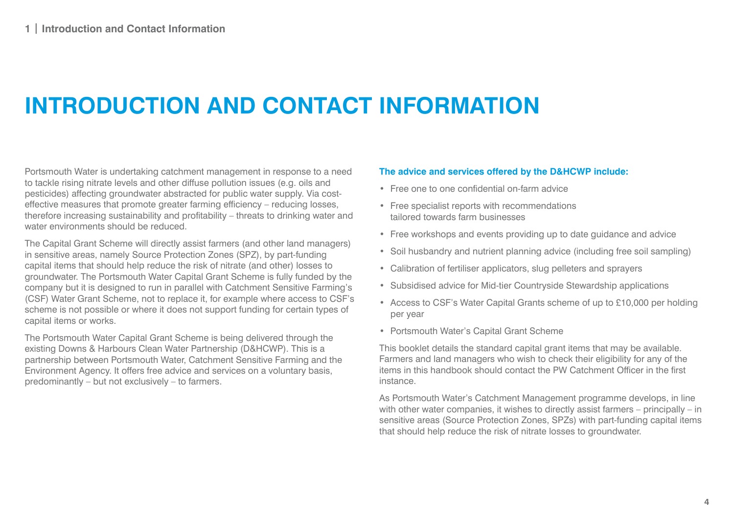# INTRODUCTION AND CONTACT INFORMATION

Portsmouth Water is undertaking catchment management in response to a need to tackle rising nitrate levels and other diffuse pollution issues (e.g. oils and pesticides) affecting groundwater abstracted for public water supply. Via cost-effective measures that promote greater farming efficiency – reducing losses, therefore increasing sustainability and profitability – threats to drinking water and water environments should be reduced.

The Capital Grant Scheme will directly assist farmers (and other land managers) in sensitive areas, namely Source Protection Zones (SPZ), by part-funding capital items that should help reduce the risk of nitrate (and other) losses to groundwater. The Portsmouth Water Capital Grant Scheme is fully funded by the company but it is designed to run in parallel with Catchment Sensitive Farming's (CSF) Water Grant Scheme, not to replace it, for example where access to CSF's scheme is not possible or where it does not support funding for certain types of capital items or works.

The Portsmouth Water Capital Grant Scheme is being delivered through the existing Downs & Harbours Clean Water Partnership (D&HCWP). This is a partnership between Portsmouth Water, Catchment Sensitive Farming and the Environment Agency. It offers free advice and services on a voluntary basis, predominantly – but not exclusively – to farmers.

**The advice and services offered by the D&HCWP include:**

- Free one to one confidential on-farm advice
- Free specialist reports with recommendations tailored towards farm businesses
- Free workshops and events providing up to date guidance and advice
- Soil husbandry and nutrient planning advice (including free soil sampling)
- Calibration of fertiliser applicators, slug pelleters and sprayers
- Subsidised advice for Mid-tier Countryside Stewardship applications
- Access to CSF's Water Capital Grants scheme of up to £10,000 per holding per year
- Portsmouth Water's Capital Grant Scheme

This booklet details the standard capital grant items that may be available. Farmers and land managers who wish to check their eligibility for any of the items in this handbook should contact the PW Catchment Officer in the first instance.

As Portsmouth Water's Catchment Management programme develops, in line with other water companies, it wishes to directly assist farmers – principally – in sensitive areas (Source Protection Zones, SPZs) with part-funding capital items that should help reduce the risk of nitrate losses to groundwater.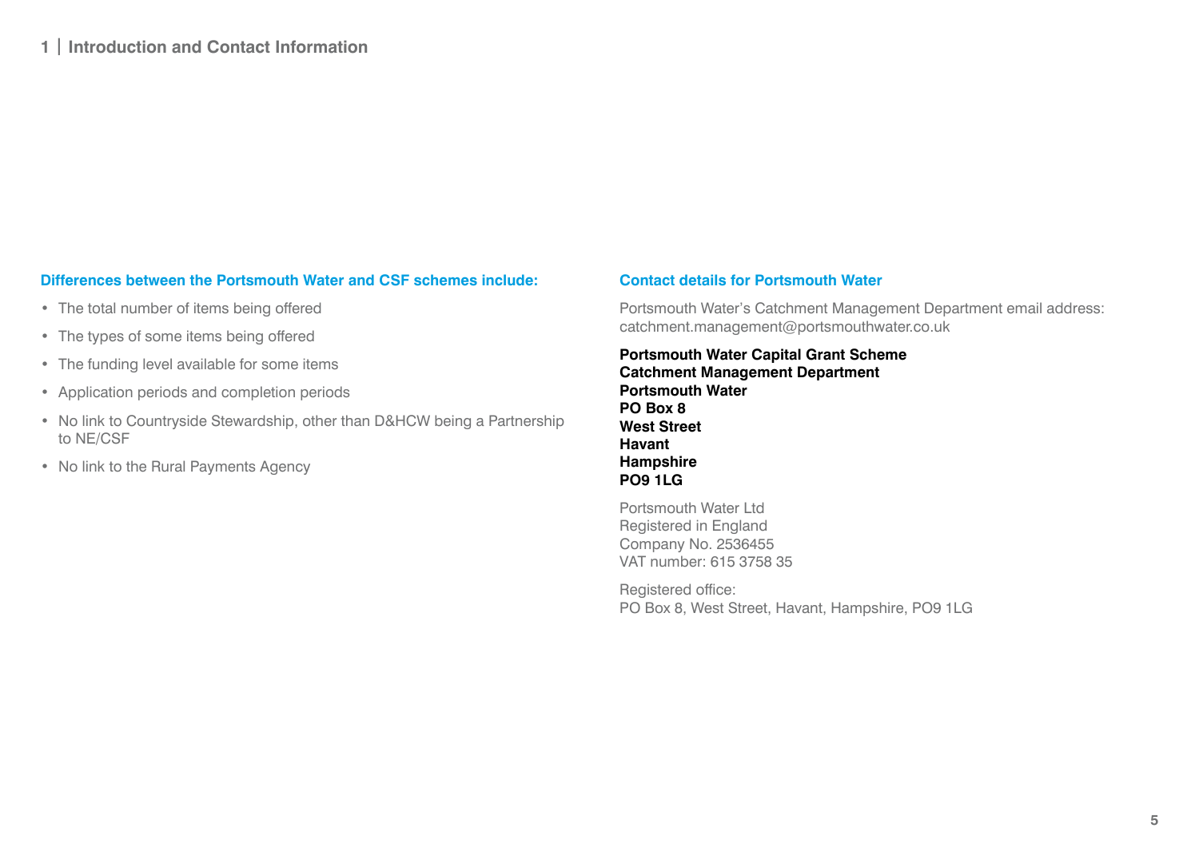### Differences between the Portsmouth Water and CSF schemes include:

- The total number of items being offered
- The types of some items being offered
- The funding level available for some items
- Application periods and completion periods
- No link to Countryside Stewardship, other than D&HCW being a Partnership to NE/CSF
- No link to the Rural Payments Agency

### Contact details for Portsmouth Water

Portsmouth Water's Catchment Management Department email address:
catchment.management@portsmouthwater.co.uk

**Portsmouth Water Capital Grant Scheme**
**Catchment Management Department**
**Portsmouth Water**
**PO Box 8**
**West Street**
**Havant**
**Hampshire**
**PO9 1LG**

Portsmouth Water Ltd
Registered in England
Company No. 2536455
VAT number: 615 3758 35

Registered office:
PO Box 8, West Street, Havant, Hampshire, PO9 1LG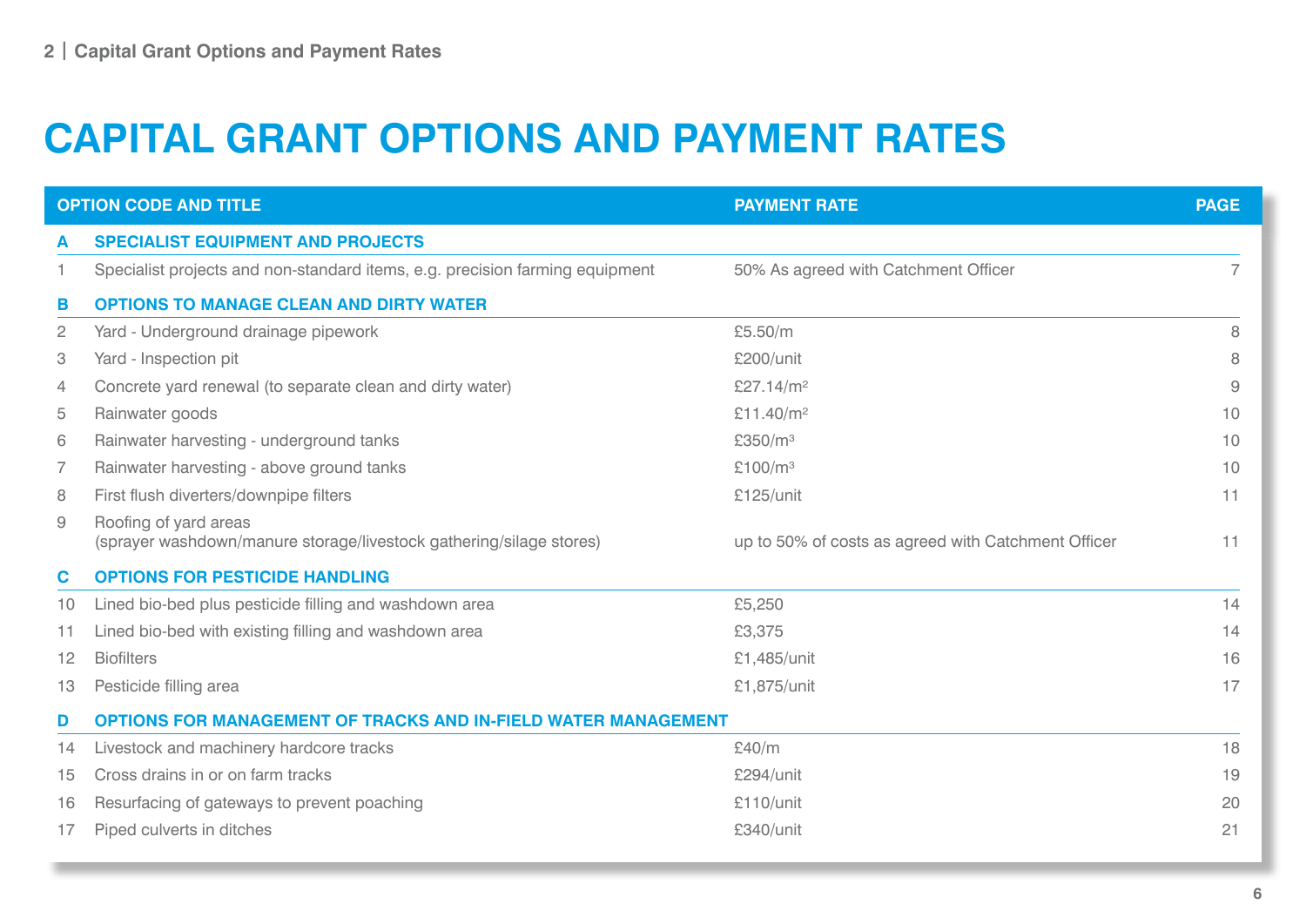# CAPITAL GRANT OPTIONS AND PAYMENT RATES

| OPTION CODE AND TITLE | | PAYMENT RATE | PAGE |
|---|---|---|---|
| **A** | **SPECIALIST EQUIPMENT AND PROJECTS** | | |
| 1 | Specialist projects and non-standard items, e.g. precision farming equipment | 50% As agreed with Catchment Officer | 7 |
| **B** | **OPTIONS TO MANAGE CLEAN AND DIRTY WATER** | | |
| 2 | Yard - Underground drainage pipework | £5.50/m | 8 |
| 3 | Yard - Inspection pit | £200/unit | 8 |
| 4 | Concrete yard renewal (to separate clean and dirty water) | £27.14/$m^2$ | 9 |
| 5 | Rainwater goods | £11.40/$m^2$ | 10 |
| 6 | Rainwater harvesting - underground tanks | £350/$m^3$ | 10 |
| 7 | Rainwater harvesting - above ground tanks | £100/$m^3$ | 10 |
| 8 | First flush diverters/downpipe filters | £125/unit | 11 |
| 9 | Roofing of yard areas (sprayer washdown/manure storage/livestock gathering/silage stores) | up to 50% of costs as agreed with Catchment Officer | 11 |
| **C** | **OPTIONS FOR PESTICIDE HANDLING** | | |
| 10 | Lined bio-bed plus pesticide filling and washdown area | £5,250 | 14 |
| 11 | Lined bio-bed with existing filling and washdown area | £3,375 | 14 |
| 12 | Biofilters | £1,485/unit | 16 |
| 13 | Pesticide filling area | £1,875/unit | 17 |
| **D** | **OPTIONS FOR MANAGEMENT OF TRACKS AND IN-FIELD WATER MANAGEMENT** | | |
| 14 | Livestock and machinery hardcore tracks | £40/m | 18 |
| 15 | Cross drains in or on farm tracks | £294/unit | 19 |
| 16 | Resurfacing of gateways to prevent poaching | £110/unit | 20 |
| 17 | Piped culverts in ditches | £340/unit | 21 |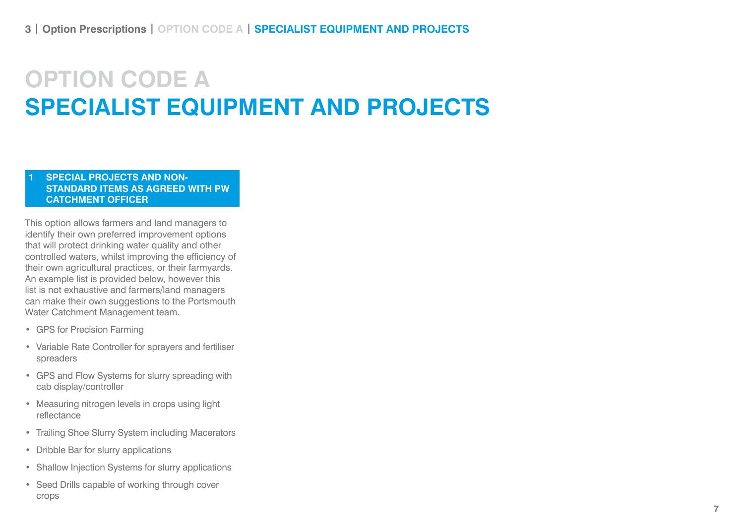# OPTION CODE A
# SPECIALIST EQUIPMENT AND PROJECTS

## 1 SPECIAL PROJECTS AND NON-STANDARD ITEMS AS AGREED WITH PW CATCHMENT OFFICER

This option allows farmers and land managers to identify their own preferred improvement options that will protect drinking water quality and other controlled waters, whilst improving the efficiency of their own agricultural practices, or their farmyards. An example list is provided below, however this list is not exhaustive and farmers/land managers can make their own suggestions to the Portsmouth Water Catchment Management team.

- GPS for Precision Farming
- Variable Rate Controller for sprayers and fertiliser spreaders
- GPS and Flow Systems for slurry spreading with cab display/controller
- Measuring nitrogen levels in crops using light reflectance
- Trailing Shoe Slurry System including Macerators
- Dribble Bar for slurry applications
- Shallow Injection Systems for slurry applications
- Seed Drills capable of working through cover crops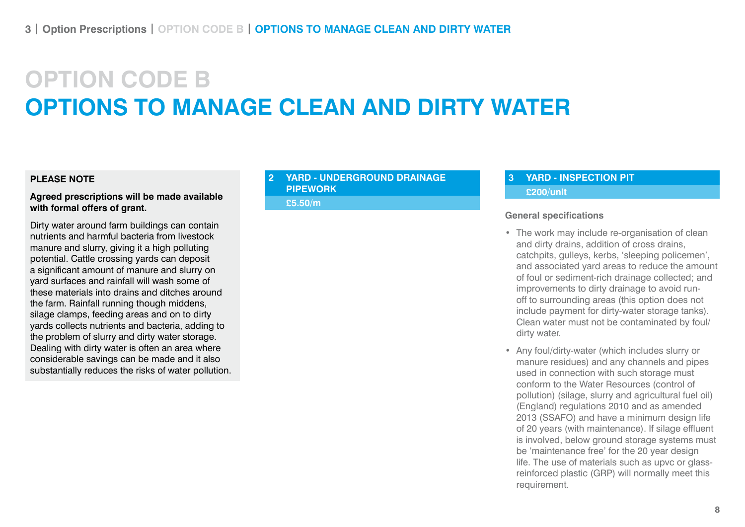# OPTION CODE B
# OPTIONS TO MANAGE CLEAN AND DIRTY WATER

**PLEASE NOTE**

**Agreed prescriptions will be made available with formal offers of grant.**

Dirty water around farm buildings can contain nutrients and harmful bacteria from livestock manure and slurry, giving it a high polluting potential. Cattle crossing yards can deposit a significant amount of manure and slurry on yard surfaces and rainfall will wash some of these materials into drains and ditches around the farm. Rainfall running though middens, silage clamps, feeding areas and on to dirty yards collects nutrients and bacteria, adding to the problem of slurry and dirty water storage. Dealing with dirty water is often an area where considerable savings can be made and it also substantially reduces the risks of water pollution.

## 2 YARD - UNDERGROUND DRAINAGE PIPEWORK

**£5.50/m**

## 3 YARD - INSPECTION PIT

**£200/unit**

**General specifications**

- The work may include re-organisation of clean and dirty drains, addition of cross drains, catchpits, gulleys, kerbs, 'sleeping policemen', and associated yard areas to reduce the amount of foul or sediment-rich drainage collected; and improvements to dirty drainage to avoid run-off to surrounding areas (this option does not include payment for dirty-water storage tanks). Clean water must not be contaminated by foul/dirty water.
- Any foul/dirty-water (which includes slurry or manure residues) and any channels and pipes used in connection with such storage must conform to the Water Resources (control of pollution) (silage, slurry and agricultural fuel oil) (England) regulations 2010 and as amended 2013 (SSAFO) and have a minimum design life of 20 years (with maintenance). If silage effluent is involved, below ground storage systems must be 'maintenance free' for the 20 year design life. The use of materials such as upvc or glass-reinforced plastic (GRP) will normally meet this requirement.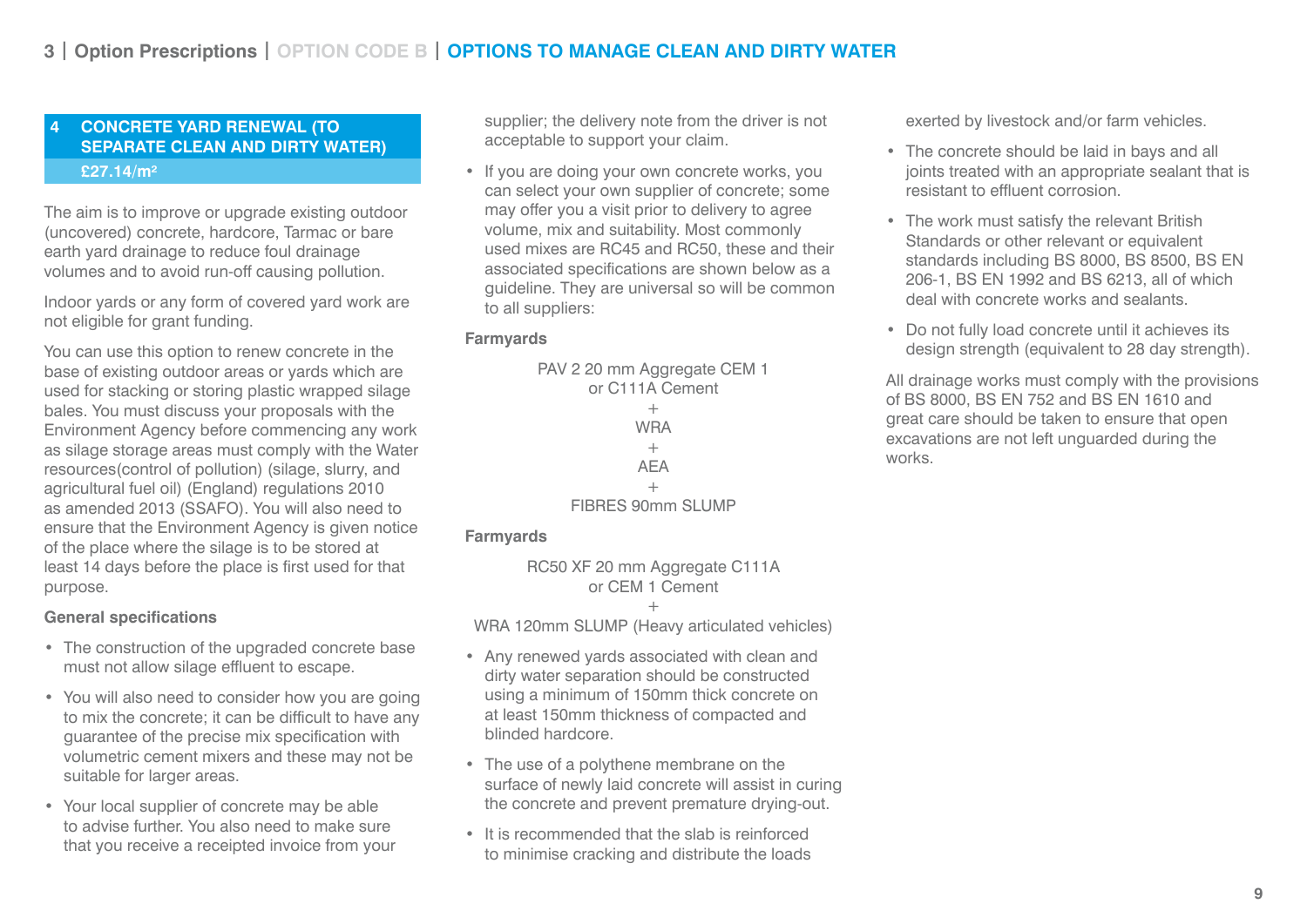## 4 CONCRETE YARD RENEWAL (TO SEPARATE CLEAN AND DIRTY WATER)

**£27.14/m²**

The aim is to improve or upgrade existing outdoor (uncovered) concrete, hardcore, Tarmac or bare earth yard drainage to reduce foul drainage volumes and to avoid run-off causing pollution.

Indoor yards or any form of covered yard work are not eligible for grant funding.

You can use this option to renew concrete in the base of existing outdoor areas or yards which are used for stacking or storing plastic wrapped silage bales. You must discuss your proposals with the Environment Agency before commencing any work as silage storage areas must comply with the Water resources(control of pollution) (silage, slurry, and agricultural fuel oil) (England) regulations 2010 as amended 2013 (SSAFO). You will also need to ensure that the Environment Agency is given notice of the place where the silage is to be stored at least 14 days before the place is first used for that purpose.

**General specifications**

- The construction of the upgraded concrete base must not allow silage effluent to escape.
- You will also need to consider how you are going to mix the concrete; it can be difficult to have any guarantee of the precise mix specification with volumetric cement mixers and these may not be suitable for larger areas.
- Your local supplier of concrete may be able to advise further. You also need to make sure that you receive a receipted invoice from your supplier; the delivery note from the driver is not acceptable to support your claim.
- If you are doing your own concrete works, you can select your own supplier of concrete; some may offer you a visit prior to delivery to agree volume, mix and suitability. Most commonly used mixes are RC45 and RC50, these and their associated specifications are shown below as a guideline. They are universal so will be common to all suppliers:

**Farmyards**

PAV 2 20 mm Aggregate CEM 1
or C111A Cement
+
WRA
+
AEA
+
FIBRES 90mm SLUMP

**Farmyards**

RC50 XF 20 mm Aggregate C111A
or CEM 1 Cement
+
WRA 120mm SLUMP (Heavy articulated vehicles)

- Any renewed yards associated with clean and dirty water separation should be constructed using a minimum of 150mm thick concrete on at least 150mm thickness of compacted and blinded hardcore.
- The use of a polythene membrane on the surface of newly laid concrete will assist in curing the concrete and prevent premature drying-out.
- It is recommended that the slab is reinforced to minimise cracking and distribute the loads exerted by livestock and/or farm vehicles.
- The concrete should be laid in bays and all joints treated with an appropriate sealant that is resistant to effluent corrosion.
- The work must satisfy the relevant British Standards or other relevant or equivalent standards including BS 8000, BS 8500, BS EN 206-1, BS EN 1992 and BS 6213, all of which deal with concrete works and sealants.
- Do not fully load concrete until it achieves its design strength (equivalent to 28 day strength).

All drainage works must comply with the provisions of BS 8000, BS EN 752 and BS EN 1610 and great care should be taken to ensure that open excavations are not left unguarded during the works.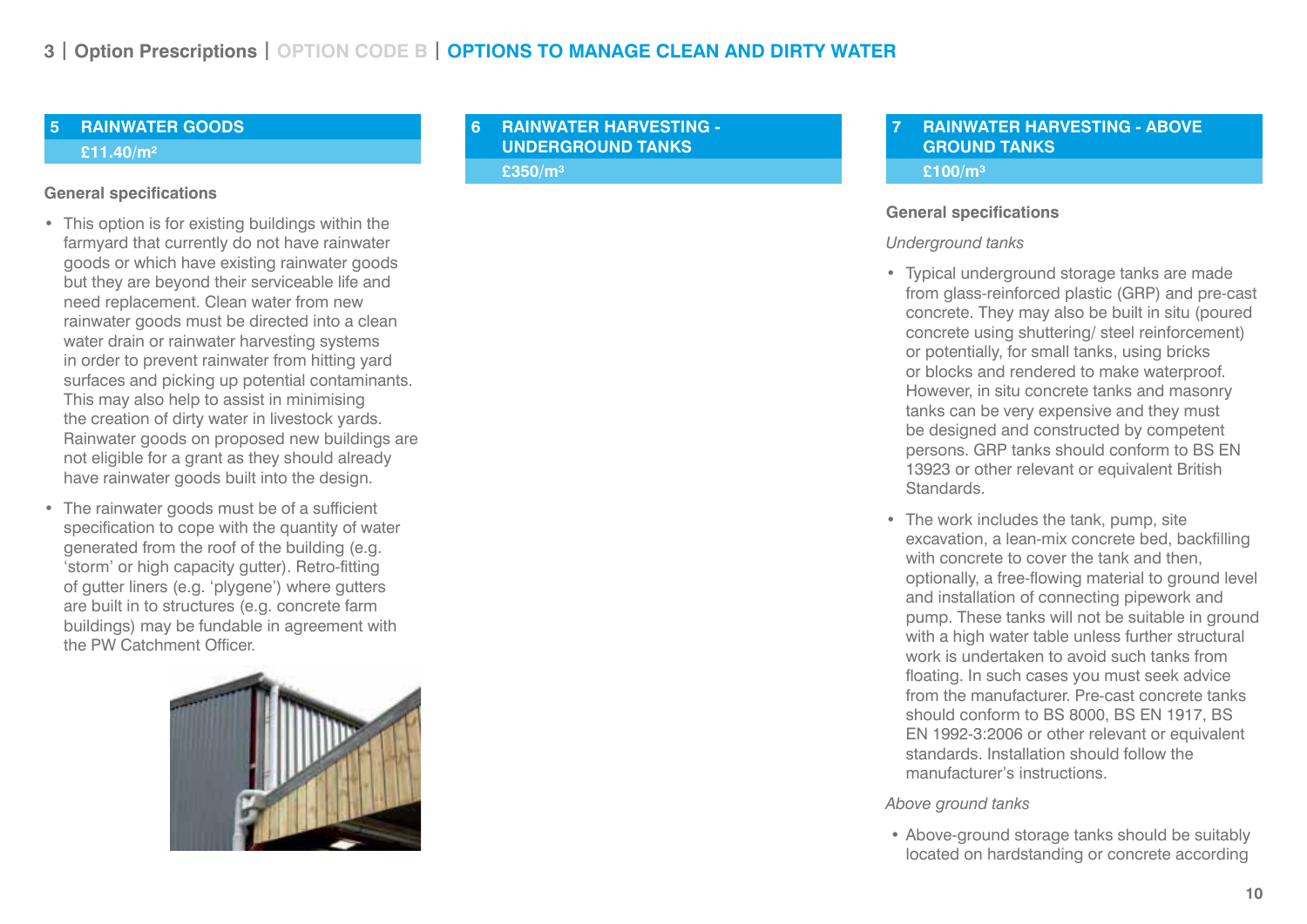## 5 RAINWATER GOODS

**£11.40/m²**

**General specifications**

- This option is for existing buildings within the farmyard that currently do not have rainwater goods or which have existing rainwater goods but they are beyond their serviceable life and need replacement. Clean water from new rainwater goods must be directed into a clean water drain or rainwater harvesting systems in order to prevent rainwater from hitting yard surfaces and picking up potential contaminants. This may also help to assist in minimising the creation of dirty water in livestock yards. Rainwater goods on proposed new buildings are not eligible for a grant as they should already have rainwater goods built into the design.
- The rainwater goods must be of a sufficient specification to cope with the quantity of water generated from the roof of the building (e.g. 'storm' or high capacity gutter). Retro-fitting of gutter liners (e.g. 'plygene') where gutters are built in to structures (e.g. concrete farm buildings) may be fundable in agreement with the PW Catchment Officer.

## 6 RAINWATER HARVESTING - UNDERGROUND TANKS

**£350/m³**

## 7 RAINWATER HARVESTING - ABOVE GROUND TANKS

**£100/m³**

**General specifications**

*Underground tanks*

- Typical underground storage tanks are made from glass-reinforced plastic (GRP) and pre-cast concrete. They may also be built in situ (poured concrete using shuttering/ steel reinforcement) or potentially, for small tanks, using bricks or blocks and rendered to make waterproof. However, in situ concrete tanks and masonry tanks can be very expensive and they must be designed and constructed by competent persons. GRP tanks should conform to BS EN 13923 or other relevant or equivalent British Standards.
- The work includes the tank, pump, site excavation, a lean-mix concrete bed, backfilling with concrete to cover the tank and then, optionally, a free-flowing material to ground level and installation of connecting pipework and pump. These tanks will not be suitable in ground with a high water table unless further structural work is undertaken to avoid such tanks from floating. In such cases you must seek advice from the manufacturer. Pre-cast concrete tanks should conform to BS 8000, BS EN 1917, BS EN 1992-3:2006 or other relevant or equivalent standards. Installation should follow the manufacturer's instructions.

*Above ground tanks*

- Above-ground storage tanks should be suitably located on hardstanding or concrete according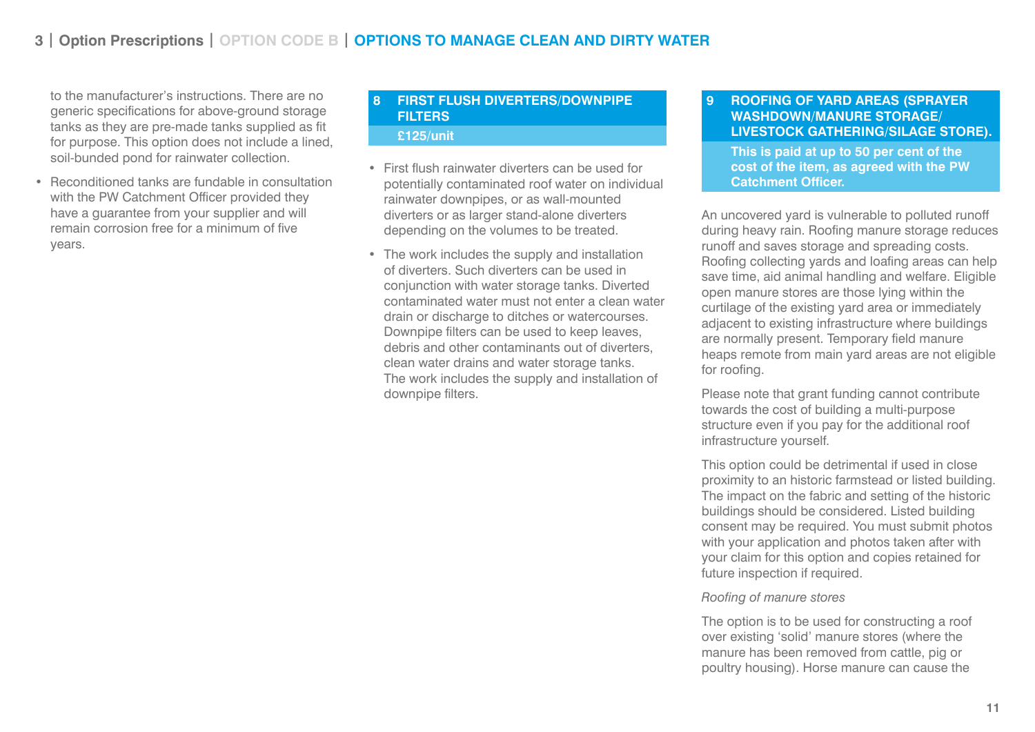to the manufacturer's instructions. There are no generic specifications for above-ground storage tanks as they are pre-made tanks supplied as fit for purpose. This option does not include a lined, soil-bunded pond for rainwater collection.

- Reconditioned tanks are fundable in consultation with the PW Catchment Officer provided they have a guarantee from your supplier and will remain corrosion free for a minimum of five years.

## 8 FIRST FLUSH DIVERTERS/DOWNPIPE FILTERS

**£125/unit**

- First flush rainwater diverters can be used for potentially contaminated roof water on individual rainwater downpipes, or as wall-mounted diverters or as larger stand-alone diverters depending on the volumes to be treated.
- The work includes the supply and installation of diverters. Such diverters can be used in conjunction with water storage tanks. Diverted contaminated water must not enter a clean water drain or discharge to ditches or watercourses. Downpipe filters can be used to keep leaves, debris and other contaminants out of diverters, clean water drains and water storage tanks. The work includes the supply and installation of downpipe filters.

## 9 ROOFING OF YARD AREAS (SPRAYER WASHDOWN/MANURE STORAGE/ LIVESTOCK GATHERING/SILAGE STORE).

**This is paid at up to 50 per cent of the cost of the item, as agreed with the PW Catchment Officer.**

An uncovered yard is vulnerable to polluted runoff during heavy rain. Roofing manure storage reduces runoff and saves storage and spreading costs. Roofing collecting yards and loafing areas can help save time, aid animal handling and welfare. Eligible open manure stores are those lying within the curtilage of the existing yard area or immediately adjacent to existing infrastructure where buildings are normally present. Temporary field manure heaps remote from main yard areas are not eligible for roofing.

Please note that grant funding cannot contribute towards the cost of building a multi-purpose structure even if you pay for the additional roof infrastructure yourself.

This option could be detrimental if used in close proximity to an historic farmstead or listed building. The impact on the fabric and setting of the historic buildings should be considered. Listed building consent may be required. You must submit photos with your application and photos taken after with your claim for this option and copies retained for future inspection if required.

*Roofing of manure stores*

The option is to be used for constructing a roof over existing 'solid' manure stores (where the manure has been removed from cattle, pig or poultry housing). Horse manure can cause the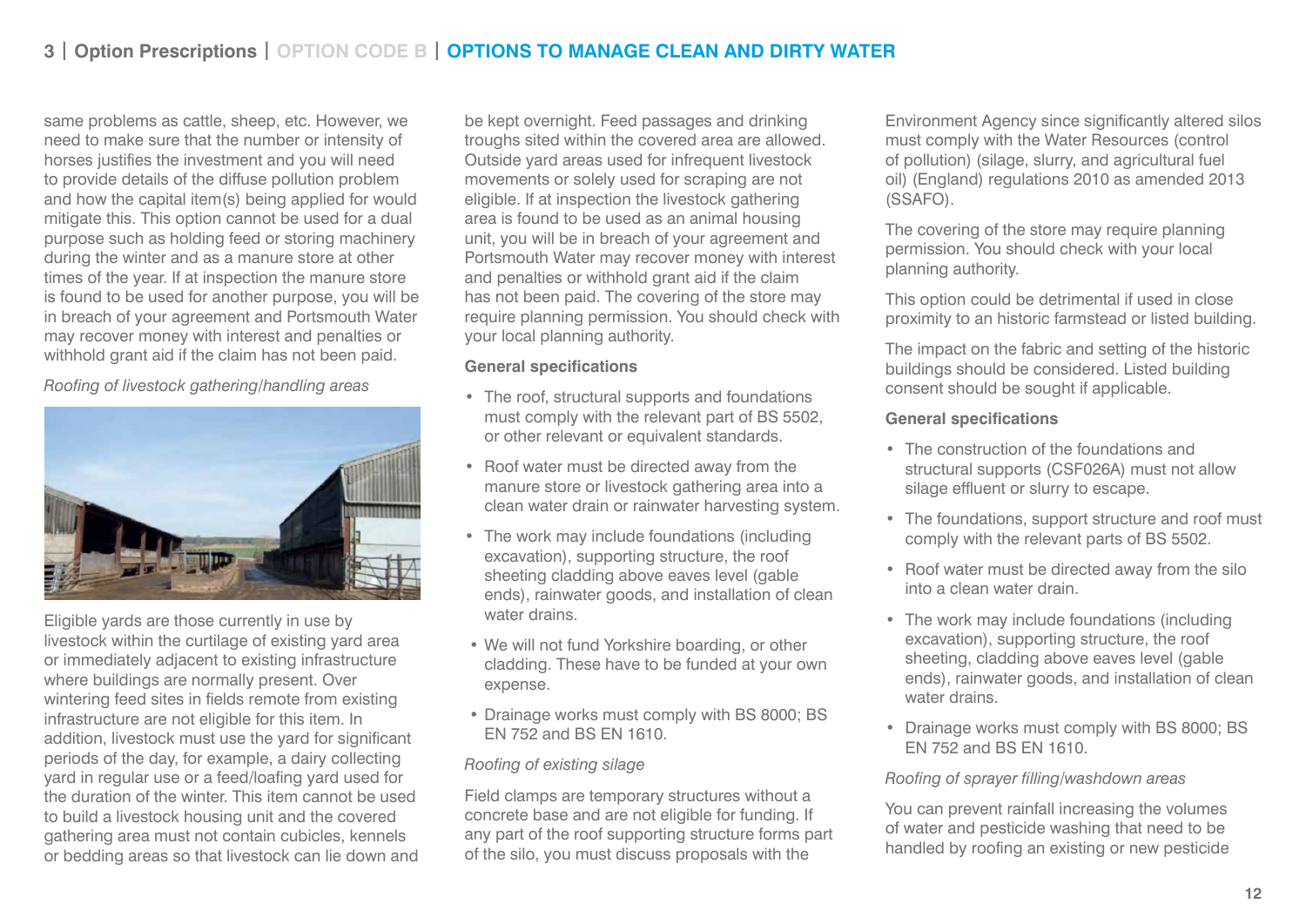same problems as cattle, sheep, etc. However, we need to make sure that the number or intensity of horses justifies the investment and you will need to provide details of the diffuse pollution problem and how the capital item(s) being applied for would mitigate this. This option cannot be used for a dual purpose such as holding feed or storing machinery during the winter and as a manure store at other times of the year. If at inspection the manure store is found to be used for another purpose, you will be in breach of your agreement and Portsmouth Water may recover money with interest and penalties or withhold grant aid if the claim has not been paid.

*Roofing of livestock gathering/handling areas*

Eligible yards are those currently in use by livestock within the curtilage of existing yard area or immediately adjacent to existing infrastructure where buildings are normally present. Over wintering feed sites in fields remote from existing infrastructure are not eligible for this item. In addition, livestock must use the yard for significant periods of the day, for example, a dairy collecting yard in regular use or a feed/loafing yard used for the duration of the winter. This item cannot be used to build a livestock housing unit and the covered gathering area must not contain cubicles, kennels or bedding areas so that livestock can lie down and be kept overnight. Feed passages and drinking troughs sited within the covered area are allowed. Outside yard areas used for infrequent livestock movements or solely used for scraping are not eligible. If at inspection the livestock gathering area is found to be used as an animal housing unit, you will be in breach of your agreement and Portsmouth Water may recover money with interest and penalties or withhold grant aid if the claim has not been paid. The covering of the store may require planning permission. You should check with your local planning authority.

**General specifications**

- The roof, structural supports and foundations must comply with the relevant part of BS 5502, or other relevant or equivalent standards.
- Roof water must be directed away from the manure store or livestock gathering area into a clean water drain or rainwater harvesting system.
- The work may include foundations (including excavation), supporting structure, the roof sheeting cladding above eaves level (gable ends), rainwater goods, and installation of clean water drains.
- We will not fund Yorkshire boarding, or other cladding. These have to be funded at your own expense.
- Drainage works must comply with BS 8000; BS EN 752 and BS EN 1610.

*Roofing of existing silage*

Field clamps are temporary structures without a concrete base and are not eligible for funding. If any part of the roof supporting structure forms part of the silo, you must discuss proposals with the Environment Agency since significantly altered silos must comply with the Water Resources (control of pollution) (silage, slurry, and agricultural fuel oil) (England) regulations 2010 as amended 2013 (SSAFO).

The covering of the store may require planning permission. You should check with your local planning authority.

This option could be detrimental if used in close proximity to an historic farmstead or listed building.

The impact on the fabric and setting of the historic buildings should be considered. Listed building consent should be sought if applicable.

**General specifications**

- The construction of the foundations and structural supports (CSF026A) must not allow silage effluent or slurry to escape.
- The foundations, support structure and roof must comply with the relevant parts of BS 5502.
- Roof water must be directed away from the silo into a clean water drain.
- The work may include foundations (including excavation), supporting structure, the roof sheeting, cladding above eaves level (gable ends), rainwater goods, and installation of clean water drains.
- Drainage works must comply with BS 8000; BS EN 752 and BS EN 1610.

*Roofing of sprayer filling/washdown areas*

You can prevent rainfall increasing the volumes of water and pesticide washing that need to be handled by roofing an existing or new pesticide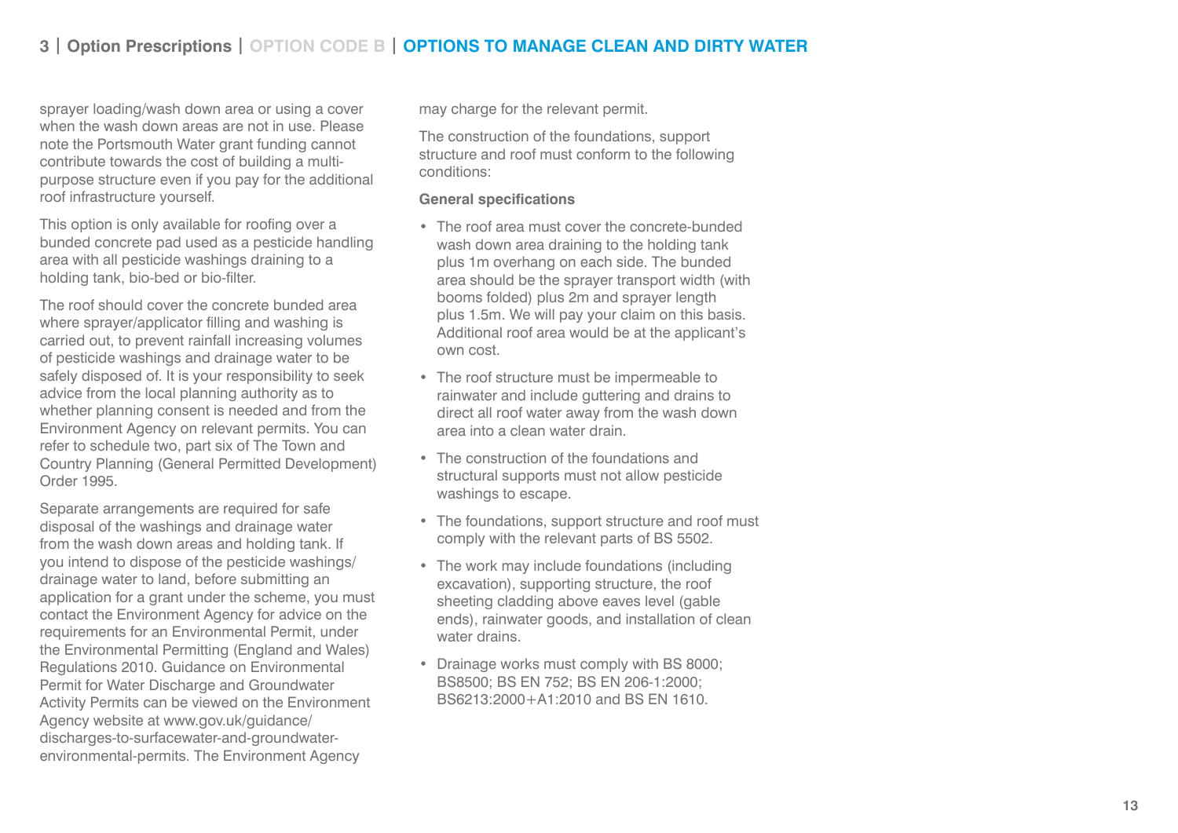sprayer loading/wash down area or using a cover when the wash down areas are not in use. Please note the Portsmouth Water grant funding cannot contribute towards the cost of building a multi-purpose structure even if you pay for the additional roof infrastructure yourself.

This option is only available for roofing over a bunded concrete pad used as a pesticide handling area with all pesticide washings draining to a holding tank, bio-bed or bio-filter.

The roof should cover the concrete bunded area where sprayer/applicator filling and washing is carried out, to prevent rainfall increasing volumes of pesticide washings and drainage water to be safely disposed of. It is your responsibility to seek advice from the local planning authority as to whether planning consent is needed and from the Environment Agency on relevant permits. You can refer to schedule two, part six of The Town and Country Planning (General Permitted Development) Order 1995.

Separate arrangements are required for safe disposal of the washings and drainage water from the wash down areas and holding tank. If you intend to dispose of the pesticide washings/drainage water to land, before submitting an application for a grant under the scheme, you must contact the Environment Agency for advice on the requirements for an Environmental Permit, under the Environmental Permitting (England and Wales) Regulations 2010. Guidance on Environmental Permit for Water Discharge and Groundwater Activity Permits can be viewed on the Environment Agency website at www.gov.uk/guidance/discharges-to-surfacewater-and-groundwater-environmental-permits. The Environment Agency may charge for the relevant permit.

The construction of the foundations, support structure and roof must conform to the following conditions:

**General specifications**

- The roof area must cover the concrete-bunded wash down area draining to the holding tank plus 1m overhang on each side. The bunded area should be the sprayer transport width (with booms folded) plus 2m and sprayer length plus 1.5m. We will pay your claim on this basis. Additional roof area would be at the applicant's own cost.
- The roof structure must be impermeable to rainwater and include guttering and drains to direct all roof water away from the wash down area into a clean water drain.
- The construction of the foundations and structural supports must not allow pesticide washings to escape.
- The foundations, support structure and roof must comply with the relevant parts of BS 5502.
- The work may include foundations (including excavation), supporting structure, the roof sheeting cladding above eaves level (gable ends), rainwater goods, and installation of clean water drains.
- Drainage works must comply with BS 8000; BS8500; BS EN 752; BS EN 206-1:2000; BS6213:2000+A1:2010 and BS EN 1610.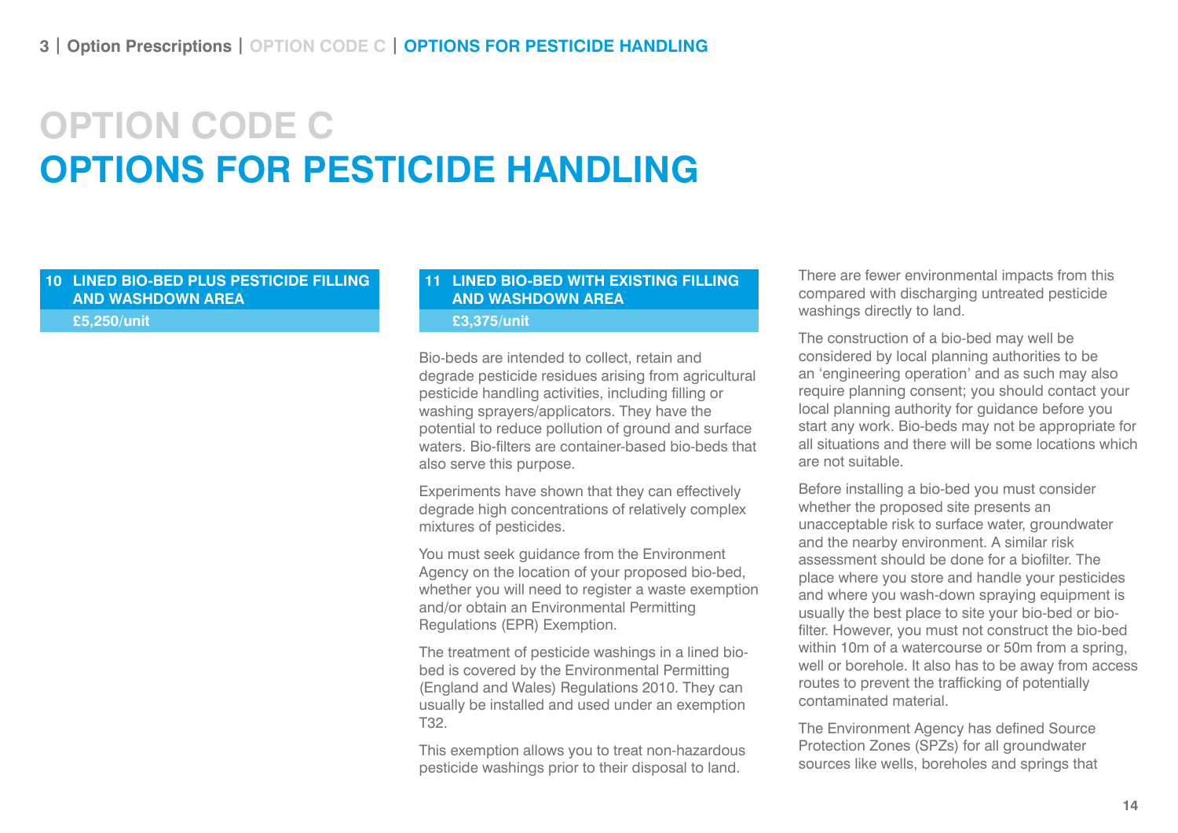# OPTION CODE C
# OPTIONS FOR PESTICIDE HANDLING

### 10 LINED BIO-BED PLUS PESTICIDE FILLING AND WASHDOWN AREA

**£5,250/unit**

### 11 LINED BIO-BED WITH EXISTING FILLING AND WASHDOWN AREA

**£3,375/unit**

Bio-beds are intended to collect, retain and degrade pesticide residues arising from agricultural pesticide handling activities, including filling or washing sprayers/applicators. They have the potential to reduce pollution of ground and surface waters. Bio-filters are container-based bio-beds that also serve this purpose.

Experiments have shown that they can effectively degrade high concentrations of relatively complex mixtures of pesticides.

You must seek guidance from the Environment Agency on the location of your proposed bio-bed, whether you will need to register a waste exemption and/or obtain an Environmental Permitting Regulations (EPR) Exemption.

The treatment of pesticide washings in a lined bio-bed is covered by the Environmental Permitting (England and Wales) Regulations 2010. They can usually be installed and used under an exemption T32.

This exemption allows you to treat non-hazardous pesticide washings prior to their disposal to land. There are fewer environmental impacts from this compared with discharging untreated pesticide washings directly to land.

The construction of a bio-bed may well be considered by local planning authorities to be an 'engineering operation' and as such may also require planning consent; you should contact your local planning authority for guidance before you start any work. Bio-beds may not be appropriate for all situations and there will be some locations which are not suitable.

Before installing a bio-bed you must consider whether the proposed site presents an unacceptable risk to surface water, groundwater and the nearby environment. A similar risk assessment should be done for a biofilter. The place where you store and handle your pesticides and where you wash-down spraying equipment is usually the best place to site your bio-bed or bio-filter. However, you must not construct the bio-bed within 10m of a watercourse or 50m from a spring, well or borehole. It also has to be away from access routes to prevent the trafficking of potentially contaminated material.

The Environment Agency has defined Source Protection Zones (SPZs) for all groundwater sources like wells, boreholes and springs that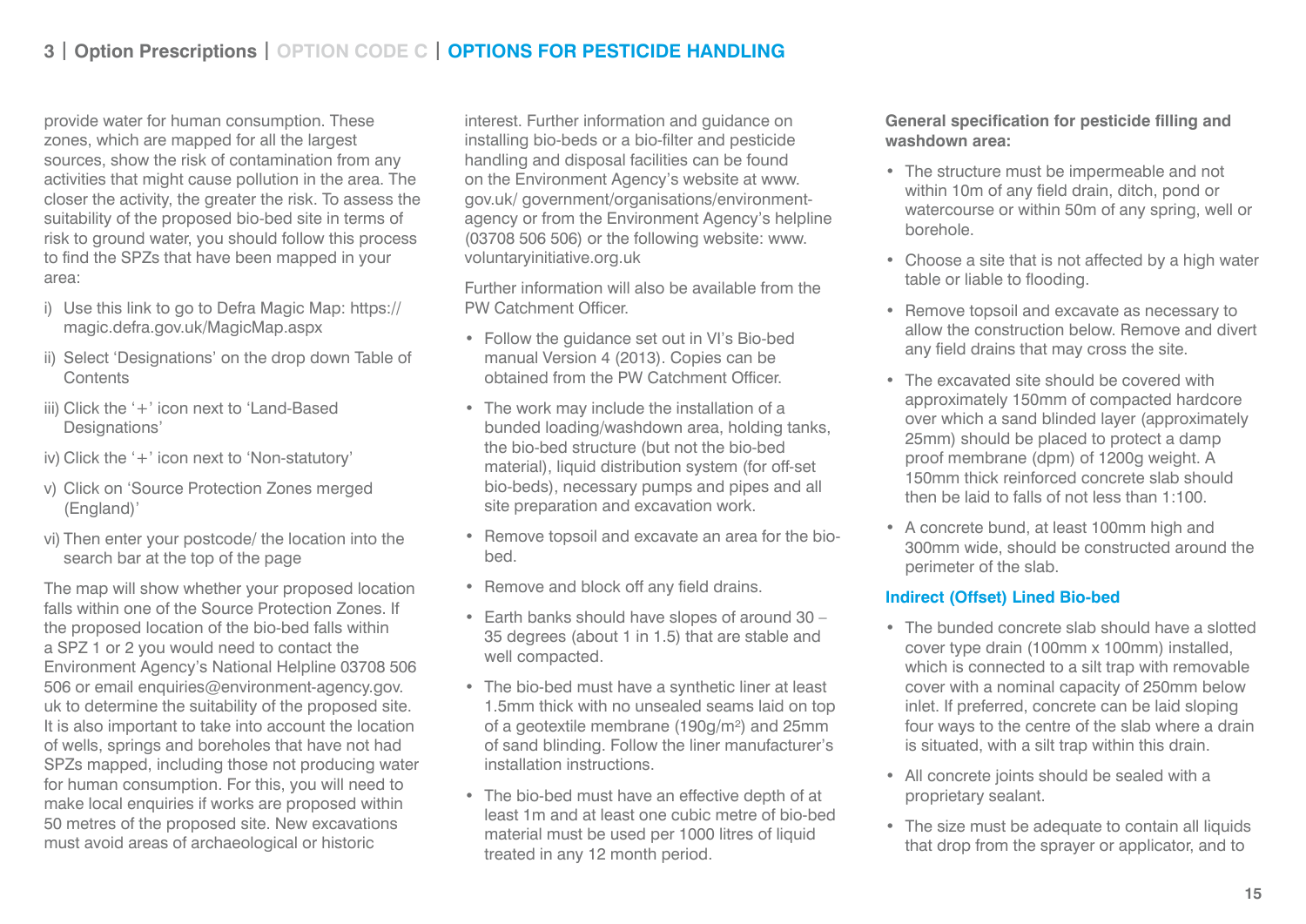provide water for human consumption. These zones, which are mapped for all the largest sources, show the risk of contamination from any activities that might cause pollution in the area. The closer the activity, the greater the risk. To assess the suitability of the proposed bio-bed site in terms of risk to ground water, you should follow this process to find the SPZs that have been mapped in your area:

i) Use this link to go to Defra Magic Map: https://magic.defra.gov.uk/MagicMap.aspx

ii) Select 'Designations' on the drop down Table of Contents

iii) Click the '+' icon next to 'Land-Based Designations'

iv) Click the '+' icon next to 'Non-statutory'

v) Click on 'Source Protection Zones merged (England)'

vi) Then enter your postcode/ the location into the search bar at the top of the page

The map will show whether your proposed location falls within one of the Source Protection Zones. If the proposed location of the bio-bed falls within a SPZ 1 or 2 you would need to contact the Environment Agency's National Helpline 03708 506 506 or email enquiries@environment-agency.gov.uk to determine the suitability of the proposed site. It is also important to take into account the location of wells, springs and boreholes that have not had SPZs mapped, including those not producing water for human consumption. For this, you will need to make local enquiries if works are proposed within 50 metres of the proposed site. New excavations must avoid areas of archaeological or historic interest. Further information and guidance on installing bio-beds or a bio-filter and pesticide handling and disposal facilities can be found on the Environment Agency's website at www.gov.uk/ government/organisations/environment-agency or from the Environment Agency's helpline (03708 506 506) or the following website: www.voluntaryinitiative.org.uk

Further information will also be available from the PW Catchment Officer.

- Follow the guidance set out in VI's Bio-bed manual Version 4 (2013). Copies can be obtained from the PW Catchment Officer.
- The work may include the installation of a bunded loading/washdown area, holding tanks, the bio-bed structure (but not the bio-bed material), liquid distribution system (for off-set bio-beds), necessary pumps and pipes and all site preparation and excavation work.
- Remove topsoil and excavate an area for the bio-bed.
- Remove and block off any field drains.
- Earth banks should have slopes of around 30 – 35 degrees (about 1 in 1.5) that are stable and well compacted.
- The bio-bed must have a synthetic liner at least 1.5mm thick with no unsealed seams laid on top of a geotextile membrane (190g/m$^2$) and 25mm of sand blinding. Follow the liner manufacturer's installation instructions.
- The bio-bed must have an effective depth of at least 1m and at least one cubic metre of bio-bed material must be used per 1000 litres of liquid treated in any 12 month period.

**General specification for pesticide filling and washdown area:**

- The structure must be impermeable and not within 10m of any field drain, ditch, pond or watercourse or within 50m of any spring, well or borehole.
- Choose a site that is not affected by a high water table or liable to flooding.
- Remove topsoil and excavate as necessary to allow the construction below. Remove and divert any field drains that may cross the site.
- The excavated site should be covered with approximately 150mm of compacted hardcore over which a sand blinded layer (approximately 25mm) should be placed to protect a damp proof membrane (dpm) of 1200g weight. A 150mm thick reinforced concrete slab should then be laid to falls of not less than 1:100.
- A concrete bund, at least 100mm high and 300mm wide, should be constructed around the perimeter of the slab.

### Indirect (Offset) Lined Bio-bed

- The bunded concrete slab should have a slotted cover type drain (100mm x 100mm) installed, which is connected to a silt trap with removable cover with a nominal capacity of 250mm below inlet. If preferred, concrete can be laid sloping four ways to the centre of the slab where a drain is situated, with a silt trap within this drain.
- All concrete joints should be sealed with a proprietary sealant.
- The size must be adequate to contain all liquids that drop from the sprayer or applicator, and to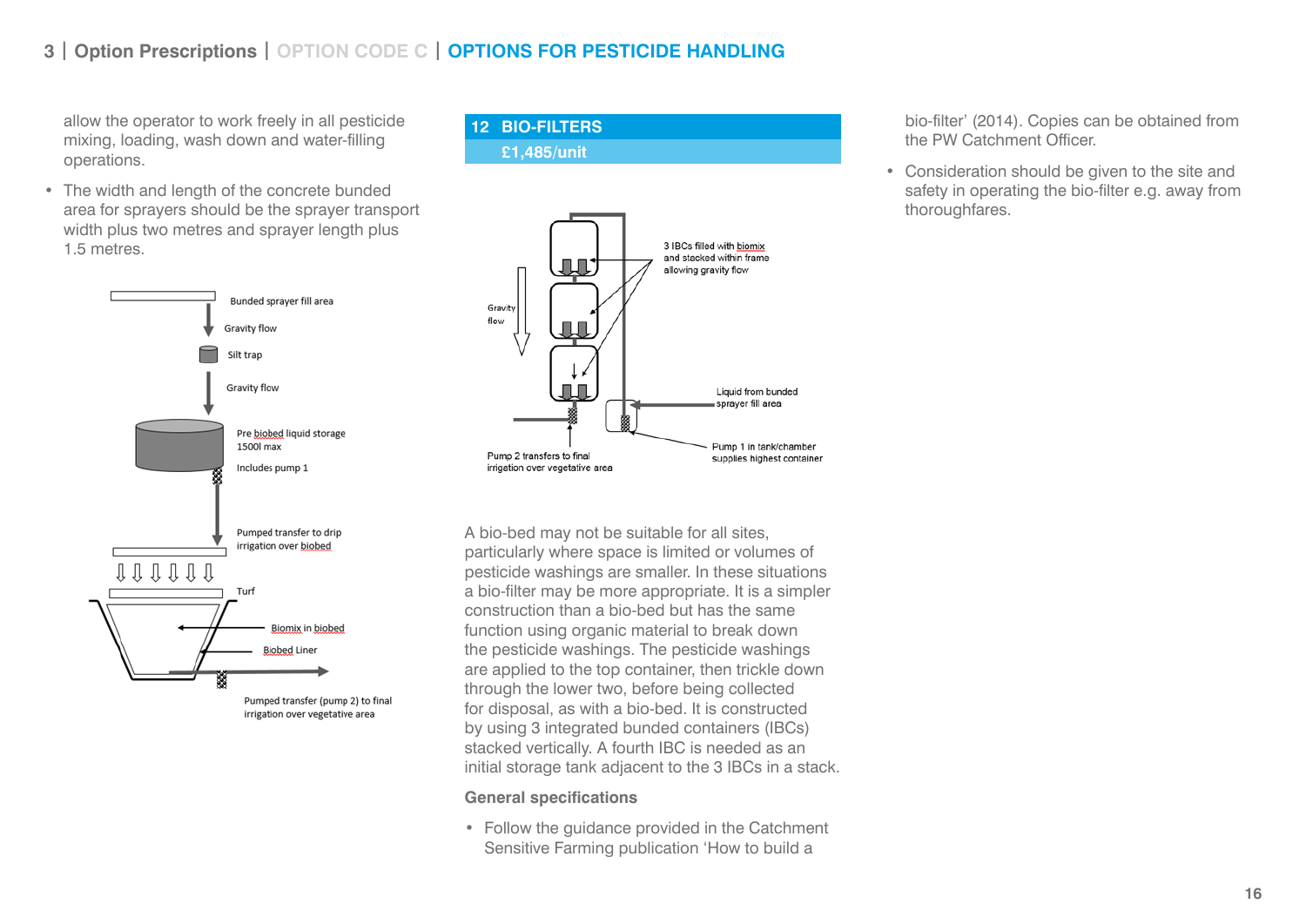allow the operator to work freely in all pesticide mixing, loading, wash down and water-filling operations.

- The width and length of the concrete bunded area for sprayers should be the sprayer transport width plus two metres and sprayer length plus 1.5 metres.

Bunded sprayer fill area

Gravity flow

Silt trap

Gravity flow

Pre biobed liquid storage 1500l max

Includes pump 1

Pumped transfer to drip irrigation over biobed

Turf

Biomix in biobed

Biobed Liner

Pumped transfer (pump 2) to final irrigation over vegetative area

## 12 BIO-FILTERS

**£1,485/unit**

3 IBCs filled with biomix and stacked within frame allowing gravity flow

Gravity flow

Liquid from bunded sprayer fill area

Pump 2 transfers to final irrigation over vegetative area

Pump 1 in tank/chamber supplies highest container

A bio-bed may not be suitable for all sites, particularly where space is limited or volumes of pesticide washings are smaller. In these situations a bio-filter may be more appropriate. It is a simpler construction than a bio-bed but has the same function using organic material to break down the pesticide washings. The pesticide washings are applied to the top container, then trickle down through the lower two, before being collected for disposal, as with a bio-bed. It is constructed by using 3 integrated bunded containers (IBCs) stacked vertically. A fourth IBC is needed as an initial storage tank adjacent to the 3 IBCs in a stack.

**General specifications**

- Follow the guidance provided in the Catchment Sensitive Farming publication 'How to build a bio-filter' (2014). Copies can be obtained from the PW Catchment Officer.
- Consideration should be given to the site and safety in operating the bio-filter e.g. away from thoroughfares.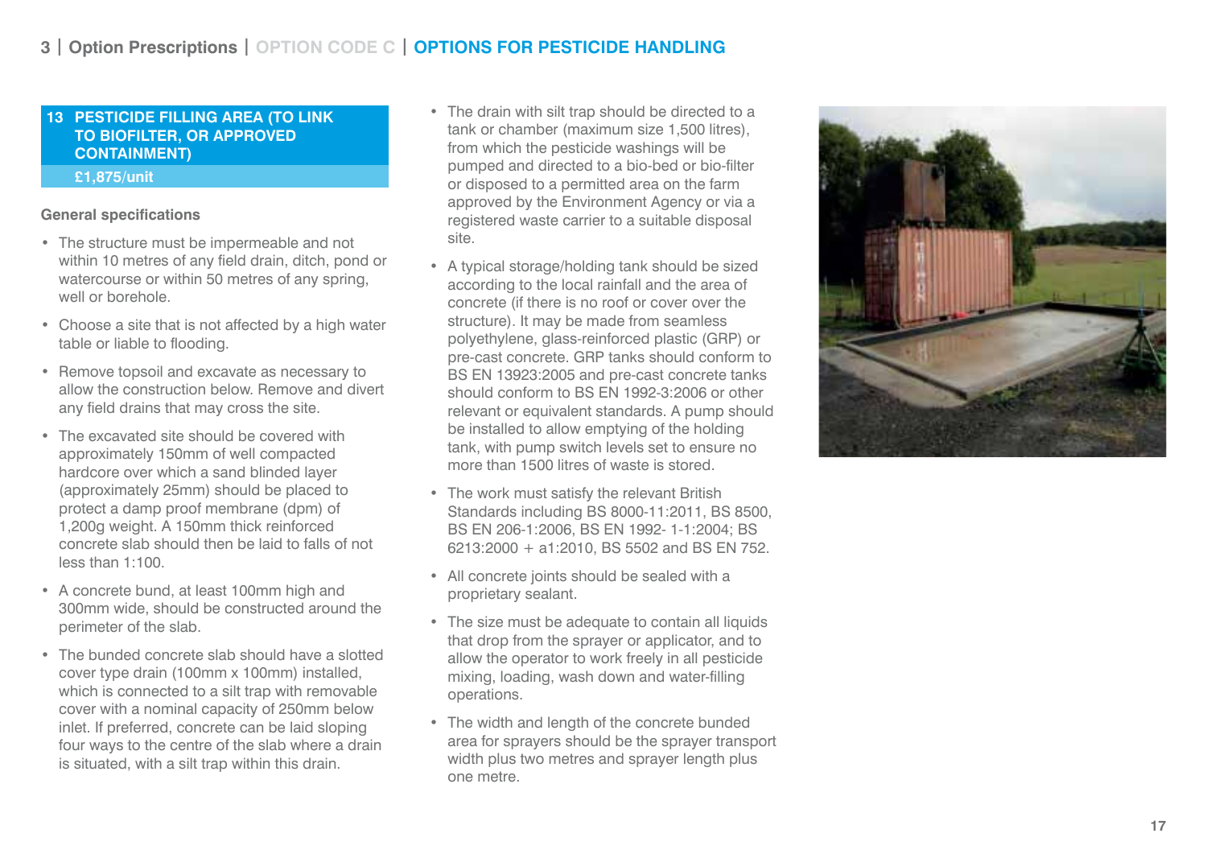## 13 PESTICIDE FILLING AREA (TO LINK TO BIOFILTER, OR APPROVED CONTAINMENT)

**£1,875/unit**

### General specifications

- The structure must be impermeable and not within 10 metres of any field drain, ditch, pond or watercourse or within 50 metres of any spring, well or borehole.
- Choose a site that is not affected by a high water table or liable to flooding.
- Remove topsoil and excavate as necessary to allow the construction below. Remove and divert any field drains that may cross the site.
- The excavated site should be covered with approximately 150mm of well compacted hardcore over which a sand blinded layer (approximately 25mm) should be placed to protect a damp proof membrane (dpm) of 1,200g weight. A 150mm thick reinforced concrete slab should then be laid to falls of not less than 1:100.
- A concrete bund, at least 100mm high and 300mm wide, should be constructed around the perimeter of the slab.
- The bunded concrete slab should have a slotted cover type drain (100mm x 100mm) installed, which is connected to a silt trap with removable cover with a nominal capacity of 250mm below inlet. If preferred, concrete can be laid sloping four ways to the centre of the slab where a drain is situated, with a silt trap within this drain.
- The drain with silt trap should be directed to a tank or chamber (maximum size 1,500 litres), from which the pesticide washings will be pumped and directed to a bio-bed or bio-filter or disposed to a permitted area on the farm approved by the Environment Agency or via a registered waste carrier to a suitable disposal site.
- A typical storage/holding tank should be sized according to the local rainfall and the area of concrete (if there is no roof or cover over the structure). It may be made from seamless polyethylene, glass-reinforced plastic (GRP) or pre-cast concrete. GRP tanks should conform to BS EN 13923:2005 and pre-cast concrete tanks should conform to BS EN 1992-3:2006 or other relevant or equivalent standards. A pump should be installed to allow emptying of the holding tank, with pump switch levels set to ensure no more than 1500 litres of waste is stored.
- The work must satisfy the relevant British Standards including BS 8000-11:2011, BS 8500, BS EN 206-1:2006, BS EN 1992- 1-1:2004; BS 6213:2000 + a1:2010, BS 5502 and BS EN 752.
- All concrete joints should be sealed with a proprietary sealant.
- The size must be adequate to contain all liquids that drop from the sprayer or applicator, and to allow the operator to work freely in all pesticide mixing, loading, wash down and water-filling operations.
- The width and length of the concrete bunded area for sprayers should be the sprayer transport width plus two metres and sprayer length plus one metre.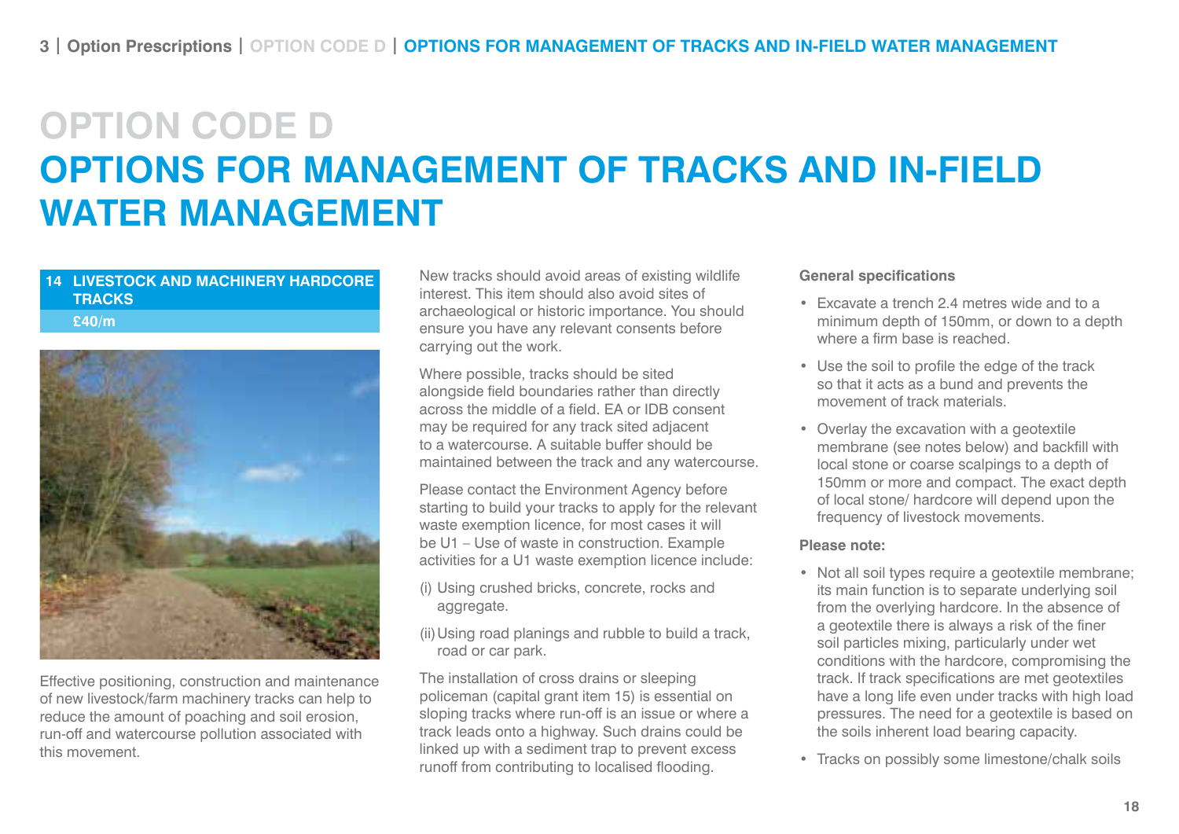# OPTION CODE D

# OPTIONS FOR MANAGEMENT OF TRACKS AND IN-FIELD WATER MANAGEMENT

## 14 LIVESTOCK AND MACHINERY HARDCORE TRACKS

**£40/m**

Effective positioning, construction and maintenance of new livestock/farm machinery tracks can help to reduce the amount of poaching and soil erosion, run-off and watercourse pollution associated with this movement.

New tracks should avoid areas of existing wildlife interest. This item should also avoid sites of archaeological or historic importance. You should ensure you have any relevant consents before carrying out the work.

Where possible, tracks should be sited alongside field boundaries rather than directly across the middle of a field. EA or IDB consent may be required for any track sited adjacent to a watercourse. A suitable buffer should be maintained between the track and any watercourse.

Please contact the Environment Agency before starting to build your tracks to apply for the relevant waste exemption licence, for most cases it will be U1 – Use of waste in construction. Example activities for a U1 waste exemption licence include:

(i) Using crushed bricks, concrete, rocks and aggregate.

(ii) Using road planings and rubble to build a track, road or car park.

The installation of cross drains or sleeping policeman (capital grant item 15) is essential on sloping tracks where run-off is an issue or where a track leads onto a highway. Such drains could be linked up with a sediment trap to prevent excess runoff from contributing to localised flooding.

**General specifications**

- Excavate a trench 2.4 metres wide and to a minimum depth of 150mm, or down to a depth where a firm base is reached.
- Use the soil to profile the edge of the track so that it acts as a bund and prevents the movement of track materials.
- Overlay the excavation with a geotextile membrane (see notes below) and backfill with local stone or coarse scalpings to a depth of 150mm or more and compact. The exact depth of local stone/ hardcore will depend upon the frequency of livestock movements.

**Please note:**

- Not all soil types require a geotextile membrane; its main function is to separate underlying soil from the overlying hardcore. In the absence of a geotextile there is always a risk of the finer soil particles mixing, particularly under wet conditions with the hardcore, compromising the track. If track specifications are met geotextiles have a long life even under tracks with high load pressures. The need for a geotextile is based on the soils inherent load bearing capacity.
- Tracks on possibly some limestone/chalk soils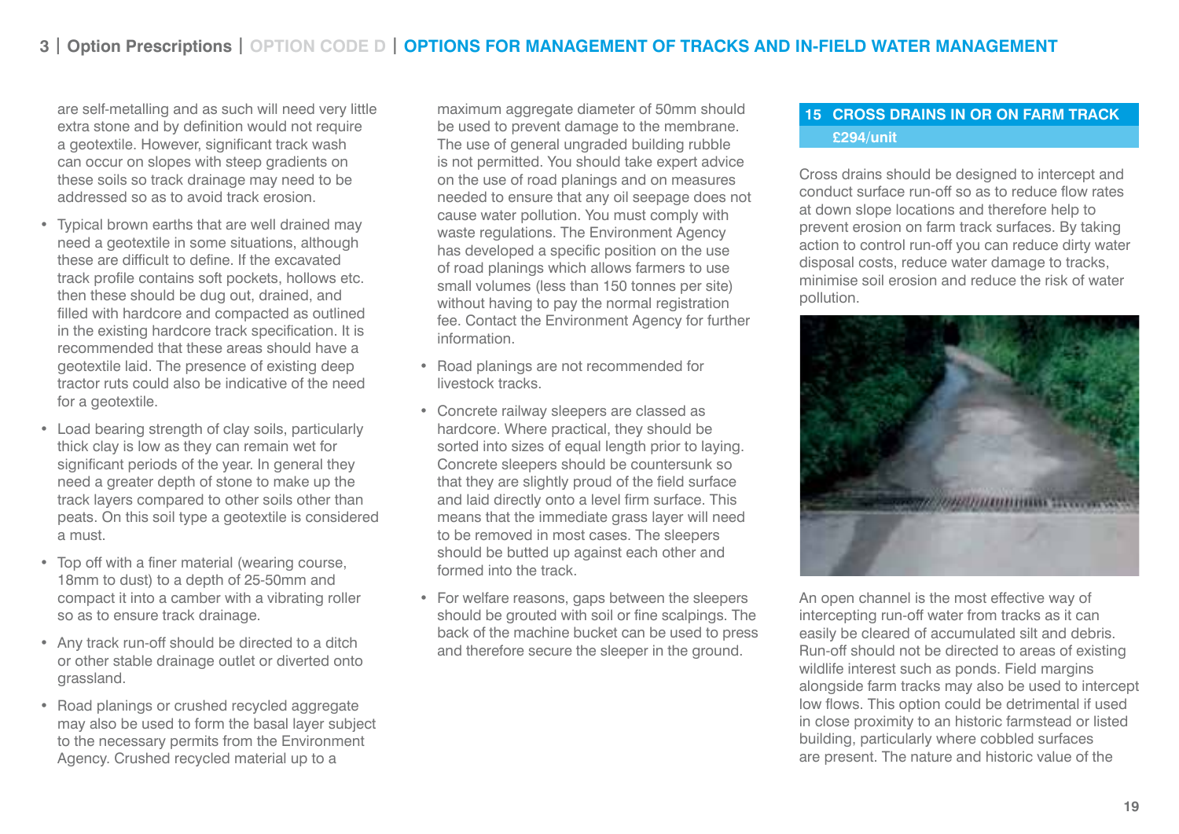are self-metalling and as such will need very little extra stone and by definition would not require a geotextile. However, significant track wash can occur on slopes with steep gradients on these soils so track drainage may need to be addressed so as to avoid track erosion.

- Typical brown earths that are well drained may need a geotextile in some situations, although these are difficult to define. If the excavated track profile contains soft pockets, hollows etc. then these should be dug out, drained, and filled with hardcore and compacted as outlined in the existing hardcore track specification. It is recommended that these areas should have a geotextile laid. The presence of existing deep tractor ruts could also be indicative of the need for a geotextile.
- Load bearing strength of clay soils, particularly thick clay is low as they can remain wet for significant periods of the year. In general they need a greater depth of stone to make up the track layers compared to other soils other than peats. On this soil type a geotextile is considered a must.
- Top off with a finer material (wearing course, 18mm to dust) to a depth of 25-50mm and compact it into a camber with a vibrating roller so as to ensure track drainage.
- Any track run-off should be directed to a ditch or other stable drainage outlet or diverted onto grassland.
- Road planings or crushed recycled aggregate may also be used to form the basal layer subject to the necessary permits from the Environment Agency. Crushed recycled material up to a maximum aggregate diameter of 50mm should be used to prevent damage to the membrane. The use of general ungraded building rubble is not permitted. You should take expert advice on the use of road planings and on measures needed to ensure that any oil seepage does not cause water pollution. You must comply with waste regulations. The Environment Agency has developed a specific position on the use of road planings which allows farmers to use small volumes (less than 150 tonnes per site) without having to pay the normal registration fee. Contact the Environment Agency for further information.
- Road planings are not recommended for livestock tracks.
- Concrete railway sleepers are classed as hardcore. Where practical, they should be sorted into sizes of equal length prior to laying. Concrete sleepers should be countersunk so that they are slightly proud of the field surface and laid directly onto a level firm surface. This means that the immediate grass layer will need to be removed in most cases. The sleepers should be butted up against each other and formed into the track.
- For welfare reasons, gaps between the sleepers should be grouted with soil or fine scalpings. The back of the machine bucket can be used to press and therefore secure the sleeper in the ground.

## 15 CROSS DRAINS IN OR ON FARM TRACK

**£294/unit**

Cross drains should be designed to intercept and conduct surface run-off so as to reduce flow rates at down slope locations and therefore help to prevent erosion on farm track surfaces. By taking action to control run-off you can reduce dirty water disposal costs, reduce water damage to tracks, minimise soil erosion and reduce the risk of water pollution.

An open channel is the most effective way of intercepting run-off water from tracks as it can easily be cleared of accumulated silt and debris. Run-off should not be directed to areas of existing wildlife interest such as ponds. Field margins alongside farm tracks may also be used to intercept low flows. This option could be detrimental if used in close proximity to an historic farmstead or listed building, particularly where cobbled surfaces are present. The nature and historic value of the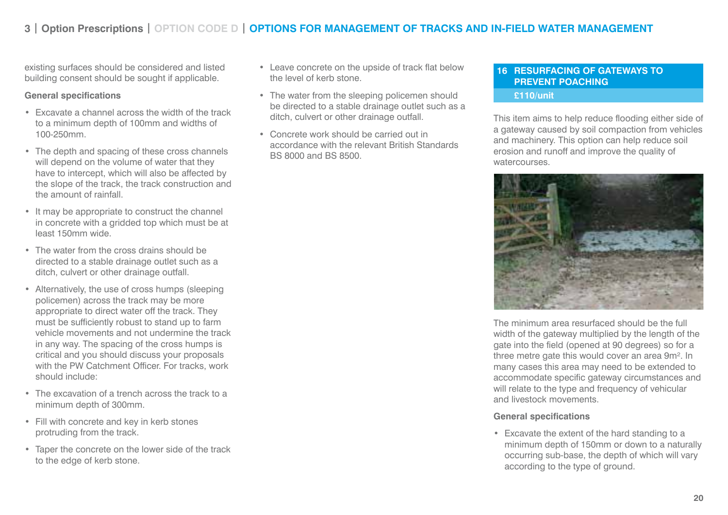existing surfaces should be considered and listed building consent should be sought if applicable.

**General specifications**

- Excavate a channel across the width of the track to a minimum depth of 100mm and widths of 100-250mm.
- The depth and spacing of these cross channels will depend on the volume of water that they have to intercept, which will also be affected by the slope of the track, the track construction and the amount of rainfall.
- It may be appropriate to construct the channel in concrete with a gridded top which must be at least 150mm wide.
- The water from the cross drains should be directed to a stable drainage outlet such as a ditch, culvert or other drainage outfall.
- Alternatively, the use of cross humps (sleeping policemen) across the track may be more appropriate to direct water off the track. They must be sufficiently robust to stand up to farm vehicle movements and not undermine the track in any way. The spacing of the cross humps is critical and you should discuss your proposals with the PW Catchment Officer. For tracks, work should include:
- The excavation of a trench across the track to a minimum depth of 300mm.
- Fill with concrete and key in kerb stones protruding from the track.
- Taper the concrete on the lower side of the track to the edge of kerb stone.
- Leave concrete on the upside of track flat below the level of kerb stone.
- The water from the sleeping policemen should be directed to a stable drainage outlet such as a ditch, culvert or other drainage outfall.
- Concrete work should be carried out in accordance with the relevant British Standards BS 8000 and BS 8500.

## 16 RESURFACING OF GATEWAYS TO PREVENT POACHING

**£110/unit**

This item aims to help reduce flooding either side of a gateway caused by soil compaction from vehicles and machinery. This option can help reduce soil erosion and runoff and improve the quality of watercourses.

The minimum area resurfaced should be the full width of the gateway multiplied by the length of the gate into the field (opened at 90 degrees) so for a three metre gate this would cover an area 9m². In many cases this area may need to be extended to accommodate specific gateway circumstances and will relate to the type and frequency of vehicular and livestock movements.

**General specifications**

- Excavate the extent of the hard standing to a minimum depth of 150mm or down to a naturally occurring sub-base, the depth of which will vary according to the type of ground.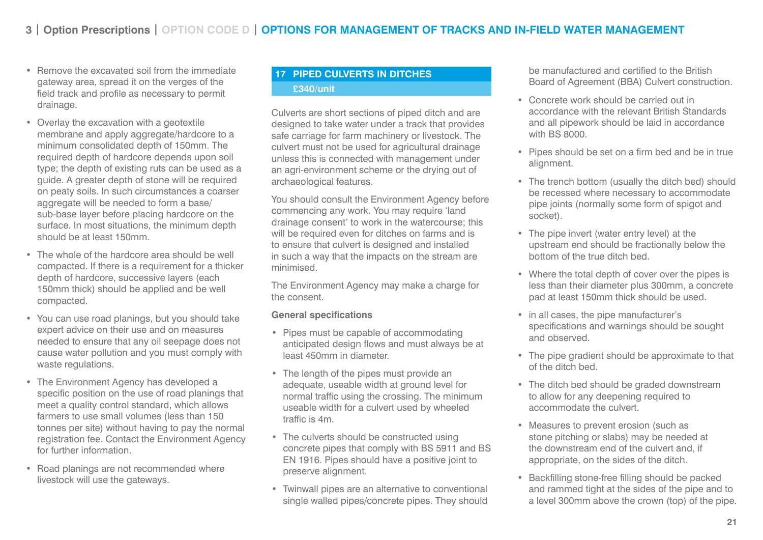- Remove the excavated soil from the immediate gateway area, spread it on the verges of the field track and profile as necessary to permit drainage.
- Overlay the excavation with a geotextile membrane and apply aggregate/hardcore to a minimum consolidated depth of 150mm. The required depth of hardcore depends upon soil type; the depth of existing ruts can be used as a guide. A greater depth of stone will be required on peaty soils. In such circumstances a coarser aggregate will be needed to form a base/sub-base layer before placing hardcore on the surface. In most situations, the minimum depth should be at least 150mm.
- The whole of the hardcore area should be well compacted. If there is a requirement for a thicker depth of hardcore, successive layers (each 150mm thick) should be applied and be well compacted.
- You can use road planings, but you should take expert advice on their use and on measures needed to ensure that any oil seepage does not cause water pollution and you must comply with waste regulations.
- The Environment Agency has developed a specific position on the use of road planings that meet a quality control standard, which allows farmers to use small volumes (less than 150 tonnes per site) without having to pay the normal registration fee. Contact the Environment Agency for further information.
- Road planings are not recommended where livestock will use the gateways.

## 17 PIPED CULVERTS IN DITCHES

**£340/unit**

Culverts are short sections of piped ditch and are designed to take water under a track that provides safe carriage for farm machinery or livestock. The culvert must not be used for agricultural drainage unless this is connected with management under an agri-environment scheme or the drying out of archaeological features.

You should consult the Environment Agency before commencing any work. You may require 'land drainage consent' to work in the watercourse; this will be required even for ditches on farms and is to ensure that culvert is designed and installed in such a way that the impacts on the stream are minimised.

The Environment Agency may make a charge for the consent.

**General specifications**

- Pipes must be capable of accommodating anticipated design flows and must always be at least 450mm in diameter.
- The length of the pipes must provide an adequate, useable width at ground level for normal traffic using the crossing. The minimum useable width for a culvert used by wheeled traffic is 4m.
- The culverts should be constructed using concrete pipes that comply with BS 5911 and BS EN 1916. Pipes should have a positive joint to preserve alignment.
- Twinwall pipes are an alternative to conventional single walled pipes/concrete pipes. They should be manufactured and certified to the British Board of Agreement (BBA) Culvert construction.
- Concrete work should be carried out in accordance with the relevant British Standards and all pipework should be laid in accordance with BS 8000.
- Pipes should be set on a firm bed and be in true alignment.
- The trench bottom (usually the ditch bed) should be recessed where necessary to accommodate pipe joints (normally some form of spigot and socket).
- The pipe invert (water entry level) at the upstream end should be fractionally below the bottom of the true ditch bed.
- Where the total depth of cover over the pipes is less than their diameter plus 300mm, a concrete pad at least 150mm thick should be used.
- in all cases, the pipe manufacturer's specifications and warnings should be sought and observed.
- The pipe gradient should be approximate to that of the ditch bed.
- The ditch bed should be graded downstream to allow for any deepening required to accommodate the culvert.
- Measures to prevent erosion (such as stone pitching or slabs) may be needed at the downstream end of the culvert and, if appropriate, on the sides of the ditch.
- Backfilling stone-free filling should be packed and rammed tight at the sides of the pipe and to a level 300mm above the crown (top) of the pipe.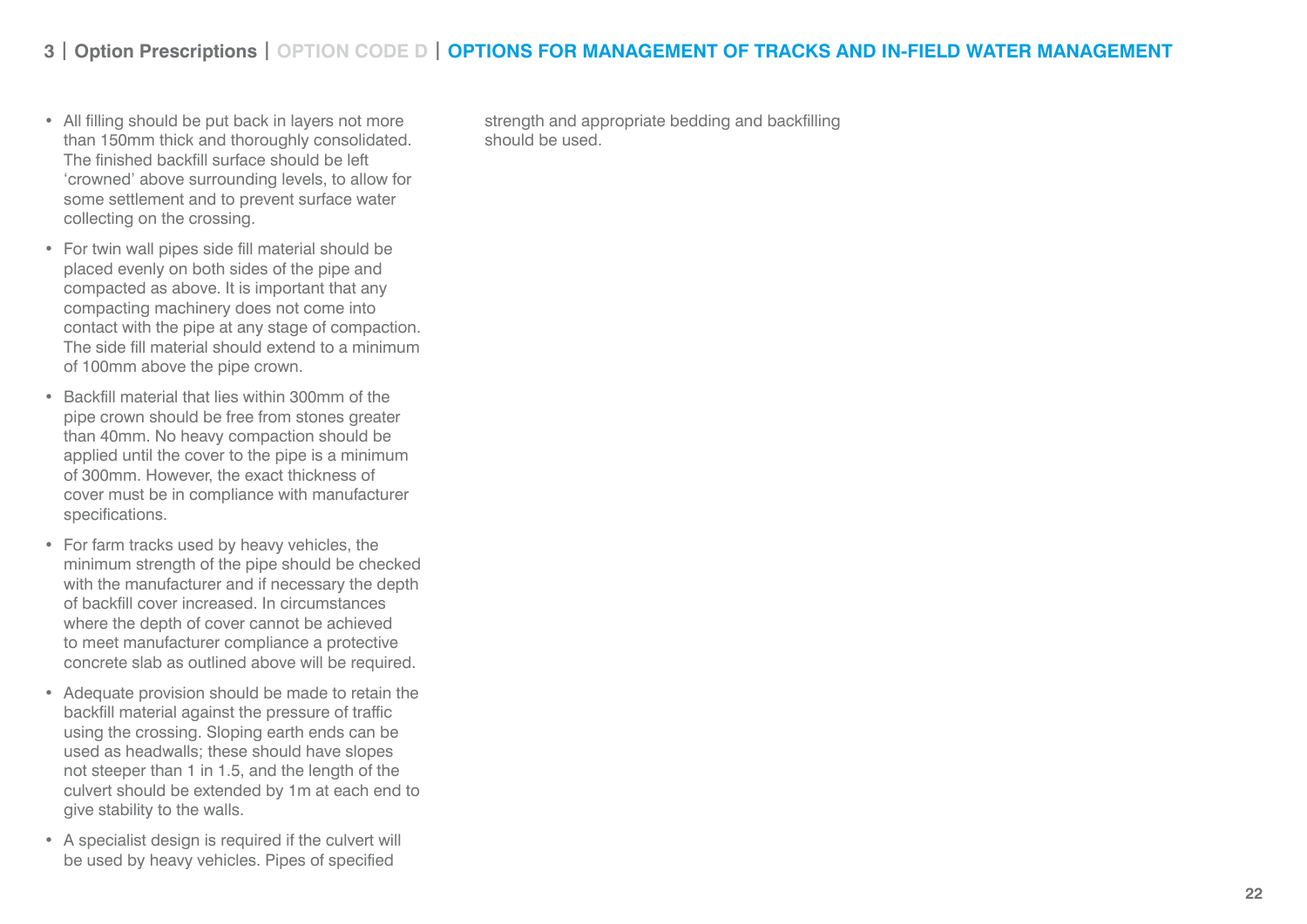- All filling should be put back in layers not more than 150mm thick and thoroughly consolidated. The finished backfill surface should be left 'crowned' above surrounding levels, to allow for some settlement and to prevent surface water collecting on the crossing.
- For twin wall pipes side fill material should be placed evenly on both sides of the pipe and compacted as above. It is important that any compacting machinery does not come into contact with the pipe at any stage of compaction. The side fill material should extend to a minimum of 100mm above the pipe crown.
- Backfill material that lies within 300mm of the pipe crown should be free from stones greater than 40mm. No heavy compaction should be applied until the cover to the pipe is a minimum of 300mm. However, the exact thickness of cover must be in compliance with manufacturer specifications.
- For farm tracks used by heavy vehicles, the minimum strength of the pipe should be checked with the manufacturer and if necessary the depth of backfill cover increased. In circumstances where the depth of cover cannot be achieved to meet manufacturer compliance a protective concrete slab as outlined above will be required.
- Adequate provision should be made to retain the backfill material against the pressure of traffic using the crossing. Sloping earth ends can be used as headwalls; these should have slopes not steeper than 1 in 1.5, and the length of the culvert should be extended by 1m at each end to give stability to the walls.
- A specialist design is required if the culvert will be used by heavy vehicles. Pipes of specified strength and appropriate bedding and backfilling should be used.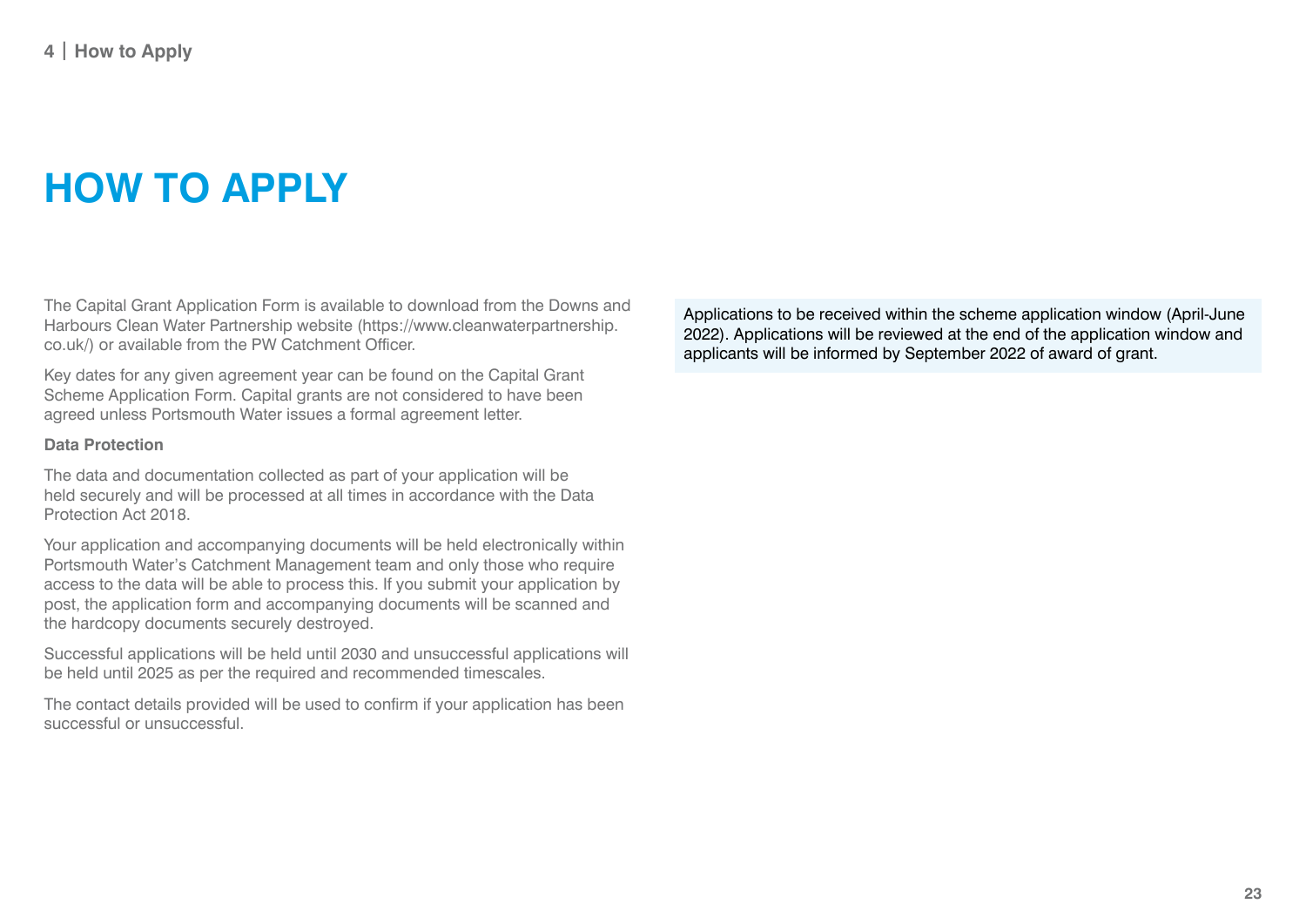# HOW TO APPLY

The Capital Grant Application Form is available to download from the Downs and Harbours Clean Water Partnership website (https://www.cleanwaterpartnership.co.uk/) or available from the PW Catchment Officer.

Key dates for any given agreement year can be found on the Capital Grant Scheme Application Form. Capital grants are not considered to have been agreed unless Portsmouth Water issues a formal agreement letter.

**Data Protection**

The data and documentation collected as part of your application will be held securely and will be processed at all times in accordance with the Data Protection Act 2018.

Your application and accompanying documents will be held electronically within Portsmouth Water's Catchment Management team and only those who require access to the data will be able to process this. If you submit your application by post, the application form and accompanying documents will be scanned and the hardcopy documents securely destroyed.

Successful applications will be held until 2030 and unsuccessful applications will be held until 2025 as per the required and recommended timescales.

The contact details provided will be used to confirm if your application has been successful or unsuccessful.

Applications to be received within the scheme application window (April-June 2022). Applications will be reviewed at the end of the application window and applicants will be informed by September 2022 of award of grant.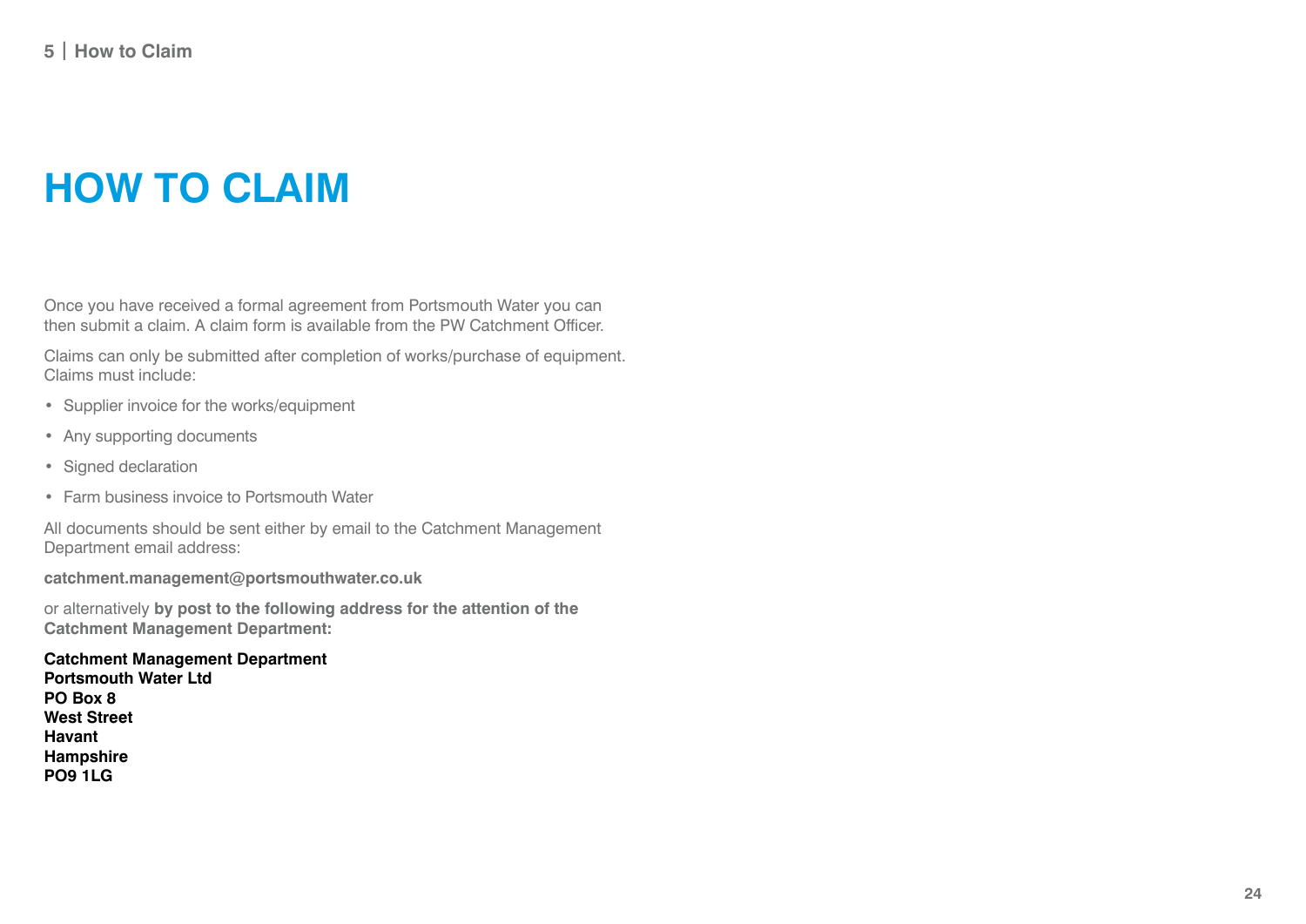# HOW TO CLAIM

Once you have received a formal agreement from Portsmouth Water you can then submit a claim. A claim form is available from the PW Catchment Officer.

Claims can only be submitted after completion of works/purchase of equipment. Claims must include:

- Supplier invoice for the works/equipment
- Any supporting documents
- Signed declaration
- Farm business invoice to Portsmouth Water

All documents should be sent either by email to the Catchment Management Department email address:

**catchment.management@portsmouthwater.co.uk**

or alternatively **by post to the following address for the attention of the Catchment Management Department:**

**Catchment Management Department**
**Portsmouth Water Ltd**
**PO Box 8**
**West Street**
**Havant**
**Hampshire**
**PO9 1LG**